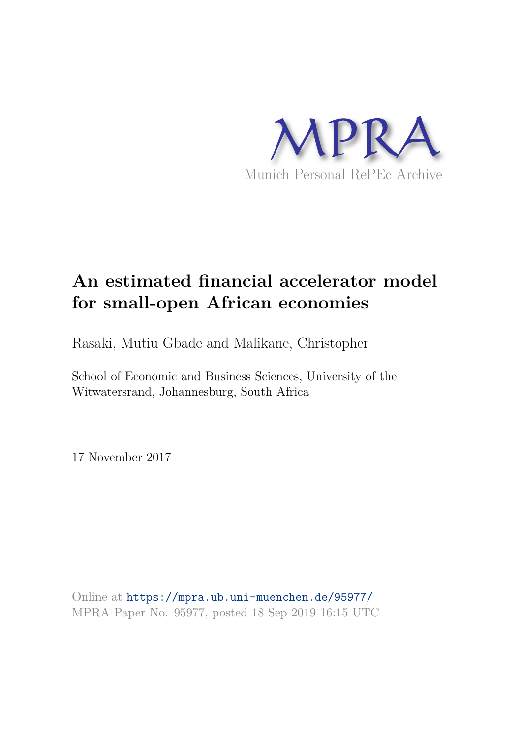MPRA

Munich Personal RePEc Archive

# An estimated financial accelerator model for small-open African economies

Rasaki, Mutiu Gbade and Malikane, Christopher

School of Economic and Business Sciences, University of the Witwatersrand, Johannesburg, South Africa

17 November 2017

Online at https://mpra.ub.uni-muenchen.de/95977/
MPRA Paper No. 95977, posted 18 Sep 2019 16:15 UTC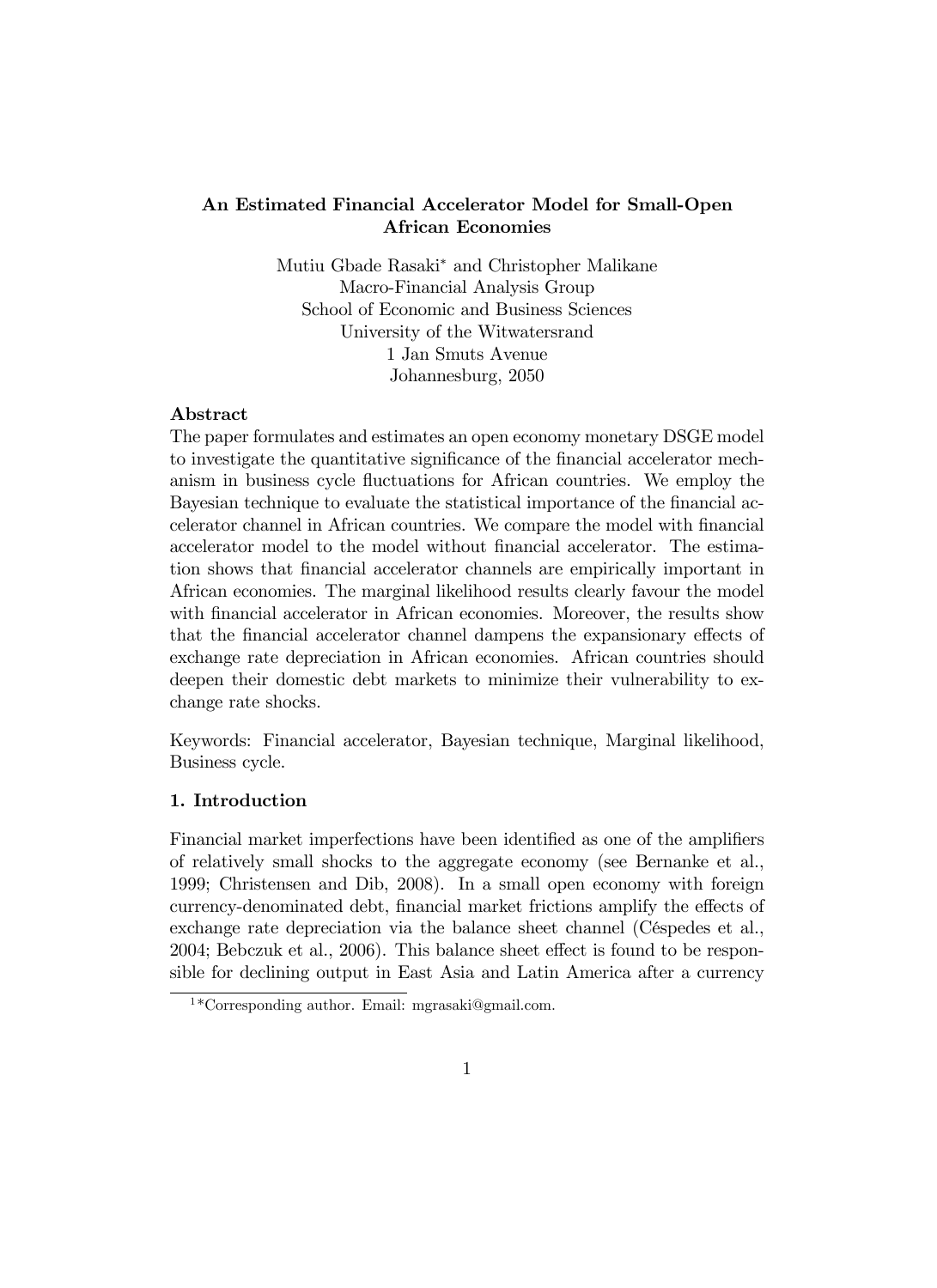## An Estimated Financial Accelerator Model for Small-Open African Economies

Mutiu Gbade Rasaki* and Christopher Malikane
Macro-Financial Analysis Group
School of Economic and Business Sciences
University of the Witwatersrand
1 Jan Smuts Avenue
Johannesburg, 2050

### Abstract

The paper formulates and estimates an open economy monetary DSGE model to investigate the quantitative significance of the financial accelerator mechanism in business cycle fluctuations for African countries. We employ the Bayesian technique to evaluate the statistical importance of the financial accelerator channel in African countries. We compare the model with financial accelerator model to the model without financial accelerator. The estimation shows that financial accelerator channels are empirically important in African economies. The marginal likelihood results clearly favour the model with financial accelerator in African economies. Moreover, the results show that the financial accelerator channel dampens the expansionary effects of exchange rate depreciation in African economies. African countries should deepen their domestic debt markets to minimize their vulnerability to exchange rate shocks.

Keywords: Financial accelerator, Bayesian technique, Marginal likelihood, Business cycle.

### 1. Introduction

Financial market imperfections have been identified as one of the amplifiers of relatively small shocks to the aggregate economy (see Bernanke et al., 1999; Christensen and Dib, 2008). In a small open economy with foreign currency-denominated debt, financial market frictions amplify the effects of exchange rate depreciation via the balance sheet channel (Céspedes et al., 2004; Bebczuk et al., 2006). This balance sheet effect is found to be responsible for declining output in East Asia and Latin America after a currency

[1] *Corresponding author. Email: mgrasaki@gmail.com.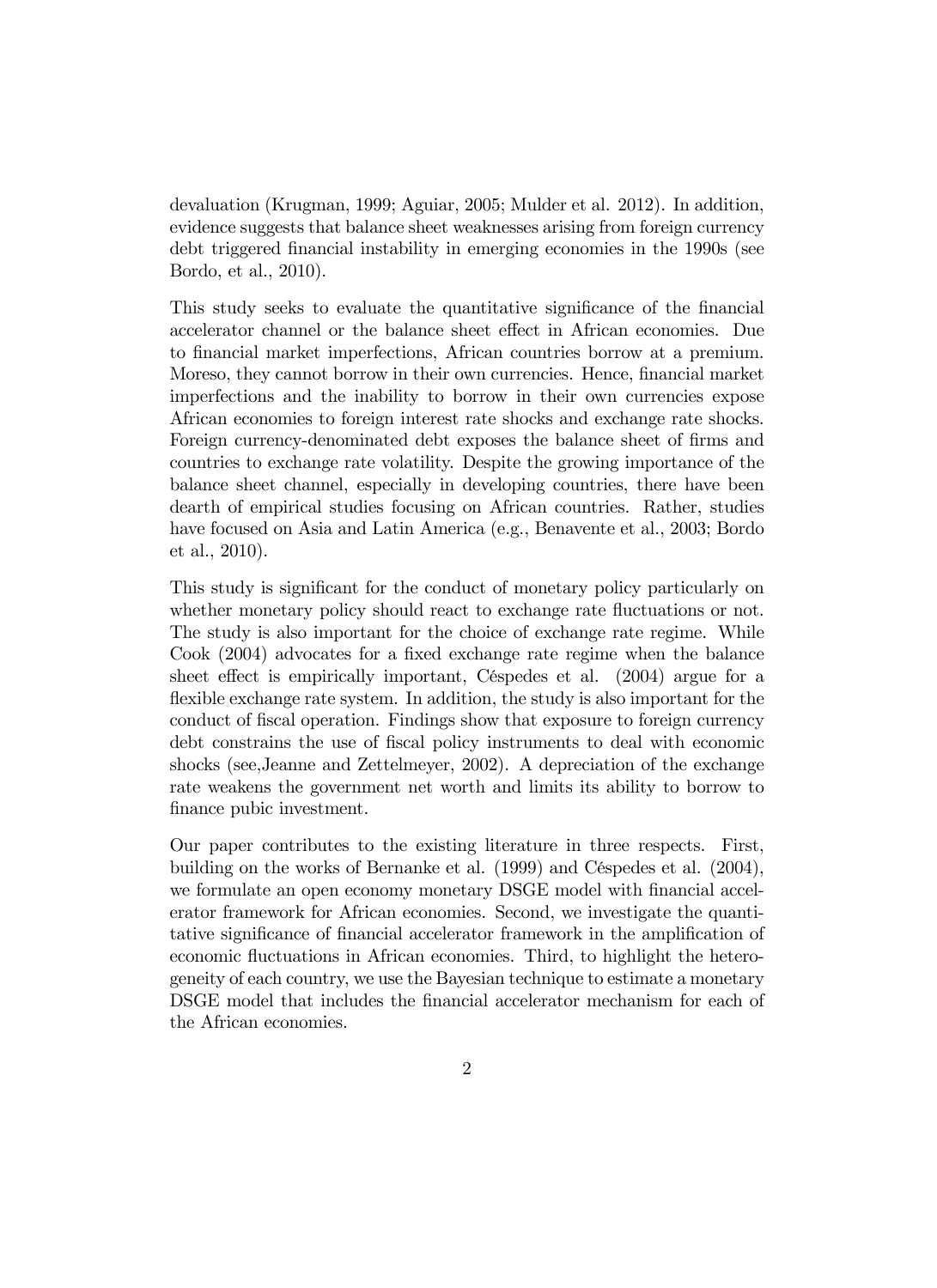devaluation (Krugman, 1999; Aguiar, 2005; Mulder et al. 2012). In addition, evidence suggests that balance sheet weaknesses arising from foreign currency debt triggered financial instability in emerging economies in the 1990s (see Bordo, et al., 2010).

This study seeks to evaluate the quantitative significance of the financial accelerator channel or the balance sheet effect in African economies. Due to financial market imperfections, African countries borrow at a premium. Moreso, they cannot borrow in their own currencies. Hence, financial market imperfections and the inability to borrow in their own currencies expose African economies to foreign interest rate shocks and exchange rate shocks. Foreign currency-denominated debt exposes the balance sheet of firms and countries to exchange rate volatility. Despite the growing importance of the balance sheet channel, especially in developing countries, there have been dearth of empirical studies focusing on African countries. Rather, studies have focused on Asia and Latin America (e.g., Benavente et al., 2003; Bordo et al., 2010).

This study is significant for the conduct of monetary policy particularly on whether monetary policy should react to exchange rate fluctuations or not. The study is also important for the choice of exchange rate regime. While Cook (2004) advocates for a fixed exchange rate regime when the balance sheet effect is empirically important, Céspedes et al. (2004) argue for a flexible exchange rate system. In addition, the study is also important for the conduct of fiscal operation. Findings show that exposure to foreign currency debt constrains the use of fiscal policy instruments to deal with economic shocks (see,Jeanne and Zettelmeyer, 2002). A depreciation of the exchange rate weakens the government net worth and limits its ability to borrow to finance pubic investment.

Our paper contributes to the existing literature in three respects. First, building on the works of Bernanke et al. (1999) and Céspedes et al. (2004), we formulate an open economy monetary DSGE model with financial accelerator framework for African economies. Second, we investigate the quantitative significance of financial accelerator framework in the amplification of economic fluctuations in African economies. Third, to highlight the heterogeneity of each country, we use the Bayesian technique to estimate a monetary DSGE model that includes the financial accelerator mechanism for each of the African economies.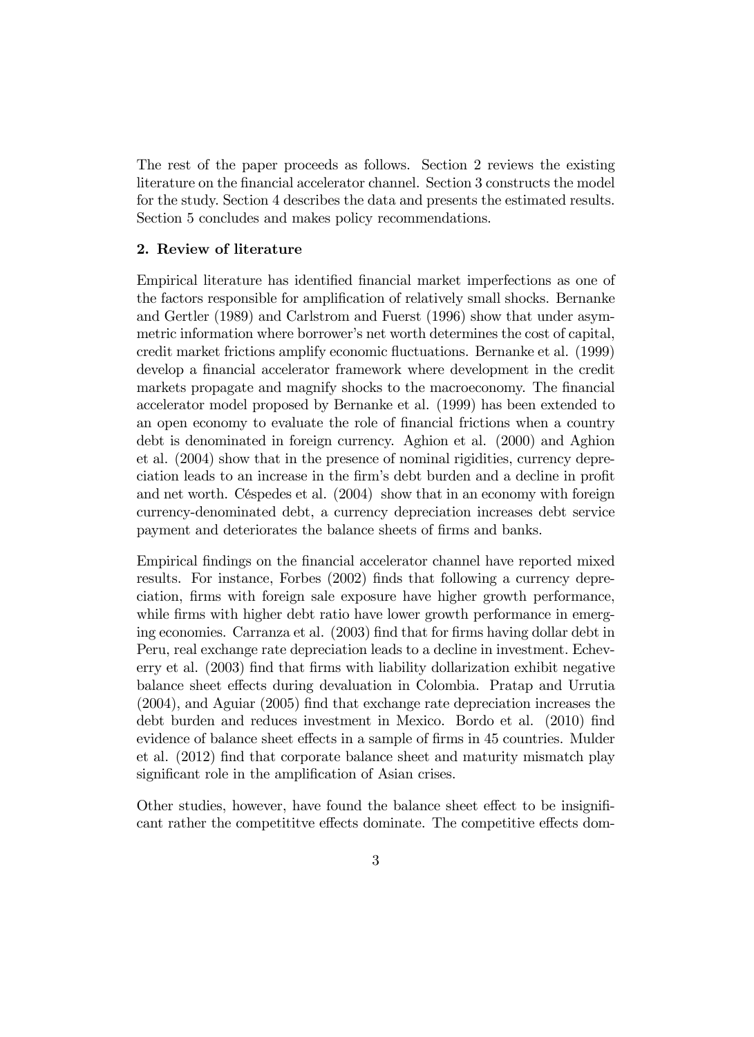The rest of the paper proceeds as follows. Section 2 reviews the existing literature on the financial accelerator channel. Section 3 constructs the model for the study. Section 4 describes the data and presents the estimated results. Section 5 concludes and makes policy recommendations.

## 2. Review of literature

Empirical literature has identified financial market imperfections as one of the factors responsible for amplification of relatively small shocks. Bernanke and Gertler (1989) and Carlstrom and Fuerst (1996) show that under asymmetric information where borrower's net worth determines the cost of capital, credit market frictions amplify economic fluctuations. Bernanke et al. (1999) develop a financial accelerator framework where development in the credit markets propagate and magnify shocks to the macroeconomy. The financial accelerator model proposed by Bernanke et al. (1999) has been extended to an open economy to evaluate the role of financial frictions when a country debt is denominated in foreign currency. Aghion et al. (2000) and Aghion et al. (2004) show that in the presence of nominal rigidities, currency depreciation leads to an increase in the firm's debt burden and a decline in profit and net worth. Céspedes et al. (2004) show that in an economy with foreign currency-denominated debt, a currency depreciation increases debt service payment and deteriorates the balance sheets of firms and banks.

Empirical findings on the financial accelerator channel have reported mixed results. For instance, Forbes (2002) finds that following a currency depreciation, firms with foreign sale exposure have higher growth performance, while firms with higher debt ratio have lower growth performance in emerging economies. Carranza et al. (2003) find that for firms having dollar debt in Peru, real exchange rate depreciation leads to a decline in investment. Echeverry et al. (2003) find that firms with liability dollarization exhibit negative balance sheet effects during devaluation in Colombia. Pratap and Urrutia (2004), and Aguiar (2005) find that exchange rate depreciation increases the debt burden and reduces investment in Mexico. Bordo et al. (2010) find evidence of balance sheet effects in a sample of firms in 45 countries. Mulder et al. (2012) find that corporate balance sheet and maturity mismatch play significant role in the amplification of Asian crises.

Other studies, however, have found the balance sheet effect to be insignificant rather the competititve effects dominate. The competitive effects dom-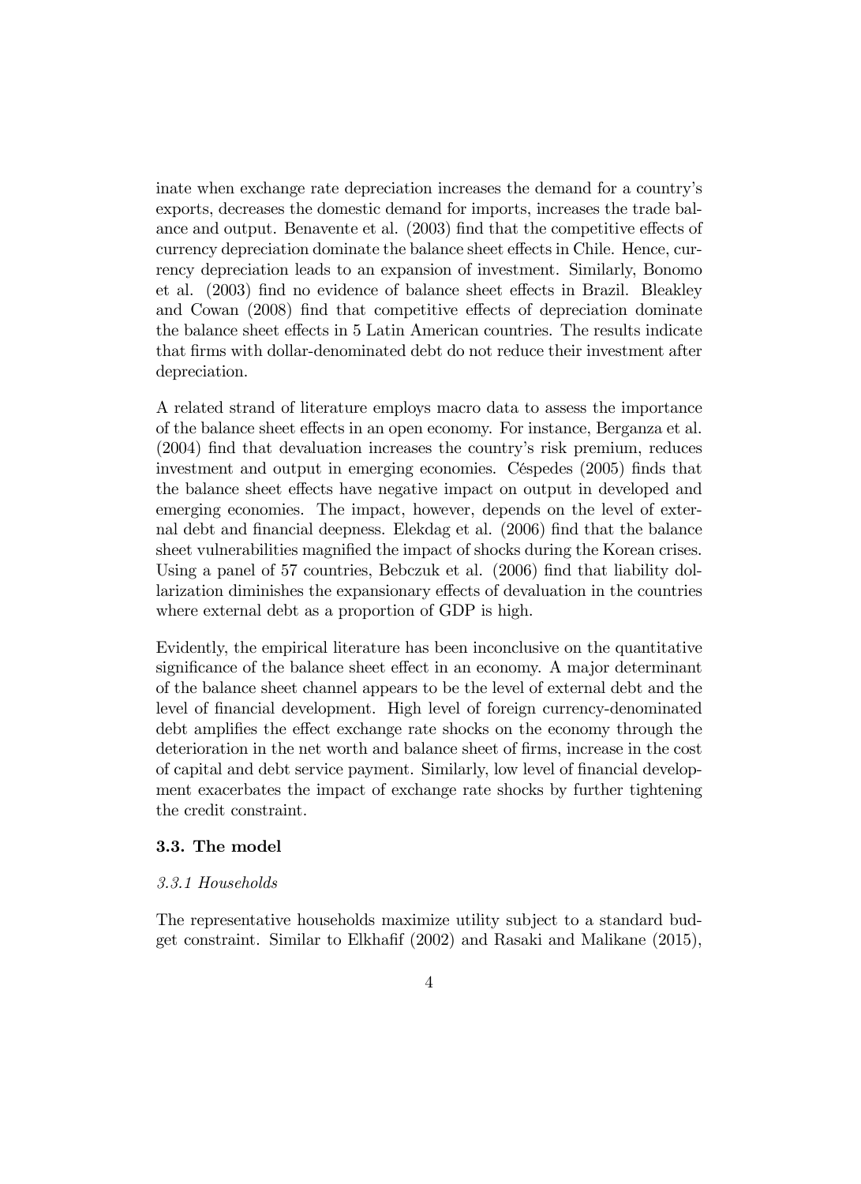inate when exchange rate depreciation increases the demand for a country's exports, decreases the domestic demand for imports, increases the trade balance and output. Benavente et al. (2003) find that the competitive effects of currency depreciation dominate the balance sheet effects in Chile. Hence, currency depreciation leads to an expansion of investment. Similarly, Bonomo et al. (2003) find no evidence of balance sheet effects in Brazil. Bleakley and Cowan (2008) find that competitive effects of depreciation dominate the balance sheet effects in 5 Latin American countries. The results indicate that firms with dollar-denominated debt do not reduce their investment after depreciation.

A related strand of literature employs macro data to assess the importance of the balance sheet effects in an open economy. For instance, Berganza et al. (2004) find that devaluation increases the country's risk premium, reduces investment and output in emerging economies. Céspedes (2005) finds that the balance sheet effects have negative impact on output in developed and emerging economies. The impact, however, depends on the level of external debt and financial deepness. Elekdag et al. (2006) find that the balance sheet vulnerabilities magnified the impact of shocks during the Korean crises. Using a panel of 57 countries, Bebczuk et al. (2006) find that liability dollarization diminishes the expansionary effects of devaluation in the countries where external debt as a proportion of GDP is high.

Evidently, the empirical literature has been inconclusive on the quantitative significance of the balance sheet effect in an economy. A major determinant of the balance sheet channel appears to be the level of external debt and the level of financial development. High level of foreign currency-denominated debt amplifies the effect exchange rate shocks on the economy through the deterioration in the net worth and balance sheet of firms, increase in the cost of capital and debt service payment. Similarly, low level of financial development exacerbates the impact of exchange rate shocks by further tightening the credit constraint.

### 3.3. The model

#### *3.3.1 Households*

The representative households maximize utility subject to a standard budget constraint. Similar to Elkhafif (2002) and Rasaki and Malikane (2015),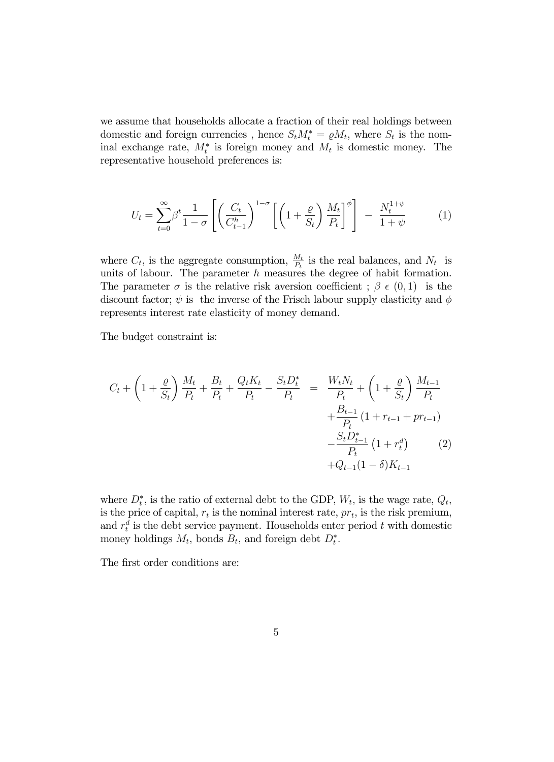we assume that households allocate a fraction of their real holdings between domestic and foreign currencies , hence $S_t M_t^* = \varrho M_t$, where $S_t$ is the nominal exchange rate, $M_t^*$ is foreign money and $M_t$ is domestic money. The representative household preferences is:

$$U_t = \sum_{t=0}^{\infty} \beta^t \frac{1}{1-\sigma} \left[ \left( \frac{C_t}{C_{t-1}^h} \right)^{1-\sigma} \left[ \left(1 + \frac{\varrho}{S_t}\right) \frac{M_t}{P_t} \right]^{\phi} \right] - \frac{N_t^{1+\psi}}{1+\psi} \tag{1}$$

where $C_t$, is the aggregate consumption, $\frac{M_t}{P_t}$ is the real balances, and $N_t$ is units of labour. The parameter $h$ measures the degree of habit formation. The parameter $\sigma$ is the relative risk aversion coefficient ; $\beta \, \epsilon \, (0, 1)$ is the discount factor; $\psi$ is the inverse of the Frisch labour supply elasticity and $\phi$ represents interest rate elasticity of money demand.

The budget constraint is:

$$\begin{aligned} C_t + \left(1 + \frac{\varrho}{S_t}\right) \frac{M_t}{P_t} + \frac{B_t}{P_t} + \frac{Q_t K_t}{P_t} - \frac{S_t D_t^*}{P_t} \;=\; & \frac{W_t N_t}{P_t} + \left(1 + \frac{\varrho}{S_t}\right) \frac{M_{t-1}}{P_t} \\ & + \frac{B_{t-1}}{P_t} \left(1 + r_{t-1} + pr_{t-1}\right) \\ & - \frac{S_t D_{t-1}^*}{P_t} \left(1 + r_t^d\right) \\ & + Q_{t-1}(1-\delta) K_{t-1} \end{aligned} \tag{2}$$

where $D_t^*$, is the ratio of external debt to the GDP, $W_t$, is the wage rate, $Q_t$, is the price of capital, $r_t$ is the nominal interest rate, $pr_t$, is the risk premium, and $r_t^d$ is the debt service payment. Households enter period $t$ with domestic money holdings $M_t$, bonds $B_t$, and foreign debt $D_t^*$.

The first order conditions are: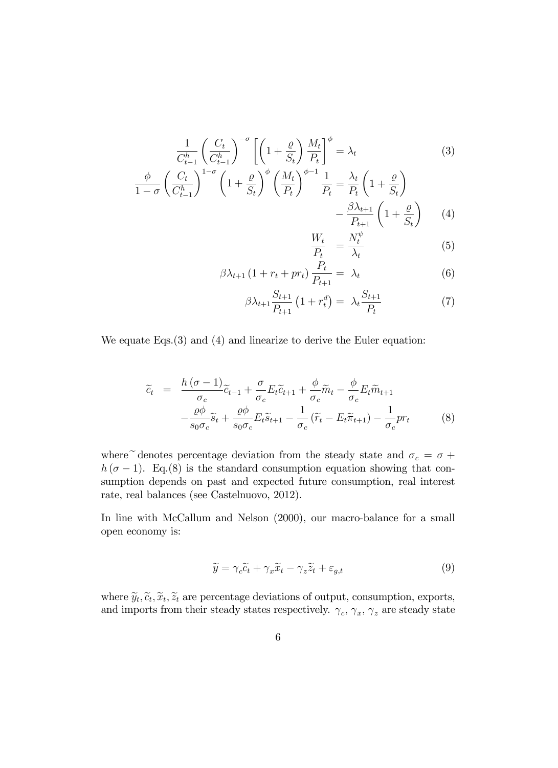$$\frac{1}{C_{t-1}^h}\left(\frac{C_t}{C_{t-1}^h}\right)^{-\sigma}\left[\left(1+\frac{\varrho}{S_t}\right)\frac{M_t}{P_t}\right]^{\phi} = \lambda_t \tag{3}$$

$$\frac{\phi}{1-\sigma}\left(\frac{C_t}{C_{t-1}^h}\right)^{1-\sigma}\left(1+\frac{\varrho}{S_t}\right)^{\phi}\left(\frac{M_t}{P_t}\right)^{\phi-1}\frac{1}{P_t} = \frac{\lambda_t}{P_t}\left(1+\frac{\varrho}{S_t}\right) - \frac{\beta\lambda_{t+1}}{P_{t+1}}\left(1+\frac{\varrho}{S_t}\right) \tag{4}$$

$$\frac{W_t}{P_t} = \frac{N_t^{\psi}}{\lambda_t} \tag{5}$$

$$\beta\lambda_{t+1}\left(1+r_t+pr_t\right)\frac{P_t}{P_{t+1}} = \lambda_t \tag{6}$$

$$\beta\lambda_{t+1}\frac{S_{t+1}}{P_{t+1}}\left(1+r_t^d\right) = \lambda_t\frac{S_{t+1}}{P_t} \tag{7}$$

We equate Eqs.(3) and (4) and linearize to derive the Euler equation:

$$\begin{aligned}\widetilde{c}_t &= \frac{h(\sigma-1)}{\sigma_c}\widetilde{c}_{t-1} + \frac{\sigma}{\sigma_c}E_t\widetilde{c}_{t+1} + \frac{\phi}{\sigma_c}\widetilde{m}_t - \frac{\phi}{\sigma_c}E_t\widetilde{m}_{t+1} \\ &\quad - \frac{\varrho\phi}{s_0\sigma_c}\widetilde{s}_t + \frac{\varrho\phi}{s_0\sigma_c}E_t\widetilde{s}_{t+1} - \frac{1}{\sigma_c}\left(\widetilde{r}_t - E_t\widetilde{\pi}_{t+1}\right) - \frac{1}{\sigma_c}pr_t\end{aligned} \tag{8}$$

where $\widetilde{}$ denotes percentage deviation from the steady state and $\sigma_c = \sigma + h(\sigma-1)$. Eq.(8) is the standard consumption equation showing that consumption depends on past and expected future consumption, real interest rate, real balances (see Castelnuovo, 2012).

In line with McCallum and Nelson (2000), our macro-balance for a small open economy is:

$$\widetilde{y} = \gamma_c\widetilde{c}_t + \gamma_x\widetilde{x}_t - \gamma_z\widetilde{z}_t + \varepsilon_{g,t} \tag{9}$$

where $\widetilde{y}_t, \widetilde{c}_t, \widetilde{x}_t, \widetilde{z}_t$ are percentage deviations of output, consumption, exports, and imports from their steady states respectively. $\gamma_c$, $\gamma_x$, $\gamma_z$ are steady state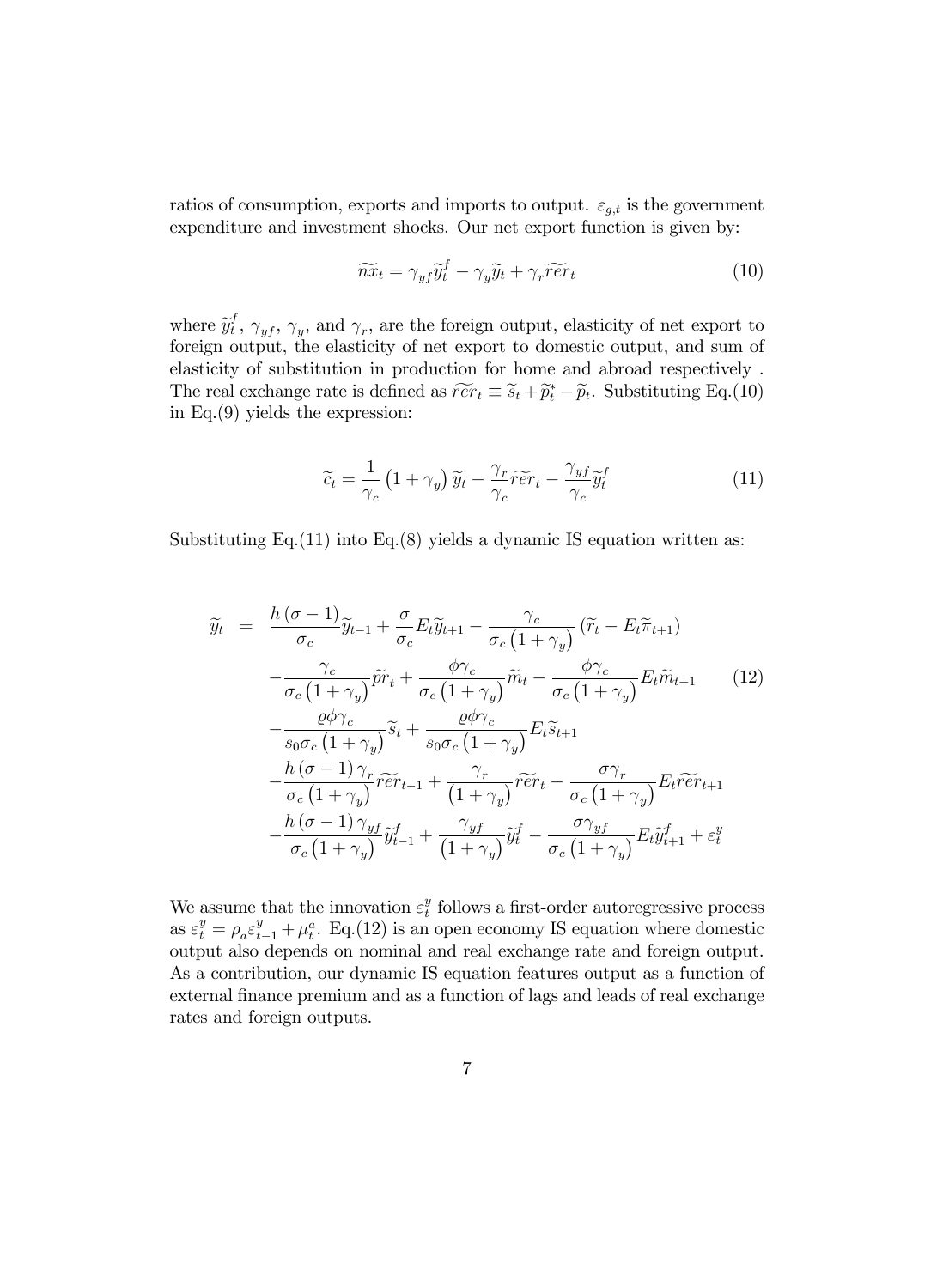ratios of consumption, exports and imports to output. $\varepsilon_{g,t}$ is the government expenditure and investment shocks. Our net export function is given by:

$$\widetilde{nx}_t = \gamma_{yf}\widetilde{y}_t^f - \gamma_y\widetilde{y}_t + \gamma_r\widetilde{rer}_t \tag{10}$$

where $\widetilde{y}_t^f$, $\gamma_{yf}$, $\gamma_y$, and $\gamma_r$, are the foreign output, elasticity of net export to foreign output, the elasticity of net export to domestic output, and sum of elasticity of substitution in production for home and abroad respectively . The real exchange rate is defined as $\widetilde{rer}_t \equiv \widetilde{s}_t + \widetilde{p}_t^* - \widetilde{p}_t$. Substituting Eq.(10) in Eq.(9) yields the expression:

$$\widetilde{c}_t = \frac{1}{\gamma_c}\left(1+\gamma_y\right)\widetilde{y}_t - \frac{\gamma_r}{\gamma_c}\widetilde{rer}_t - \frac{\gamma_{yf}}{\gamma_c}\widetilde{y}_t^f \tag{11}$$

Substituting Eq.(11) into Eq.(8) yields a dynamic IS equation written as:

$$\begin{aligned}
\widetilde{y}_t = {} & \frac{h(\sigma-1)}{\sigma_c}\widetilde{y}_{t-1} + \frac{\sigma}{\sigma_c}E_t\widetilde{y}_{t+1} - \frac{\gamma_c}{\sigma_c\left(1+\gamma_y\right)}\left(\widetilde{r}_t - E_t\widetilde{\pi}_{t+1}\right) \\
& - \frac{\gamma_c}{\sigma_c\left(1+\gamma_y\right)}\widetilde{pr}_t + \frac{\phi\gamma_c}{\sigma_c\left(1+\gamma_y\right)}\widetilde{m}_t - \frac{\phi\gamma_c}{\sigma_c\left(1+\gamma_y\right)}E_t\widetilde{m}_{t+1} \\
& - \frac{\varrho\phi\gamma_c}{s_0\sigma_c\left(1+\gamma_y\right)}\widetilde{s}_t + \frac{\varrho\phi\gamma_c}{s_0\sigma_c\left(1+\gamma_y\right)}E_t\widetilde{s}_{t+1} \\
& - \frac{h(\sigma-1)\gamma_r}{\sigma_c\left(1+\gamma_y\right)}\widetilde{rer}_{t-1} + \frac{\gamma_r}{\left(1+\gamma_y\right)}\widetilde{rer}_t - \frac{\sigma\gamma_r}{\sigma_c\left(1+\gamma_y\right)}E_t\widetilde{rer}_{t+1} \\
& - \frac{h(\sigma-1)\gamma_{yf}}{\sigma_c\left(1+\gamma_y\right)}\widetilde{y}_{t-1}^f + \frac{\gamma_{yf}}{\left(1+\gamma_y\right)}\widetilde{y}_t^f - \frac{\sigma\gamma_{yf}}{\sigma_c\left(1+\gamma_y\right)}E_t\widetilde{y}_{t+1}^f + \varepsilon_t^y
\end{aligned} \tag{12}$$

We assume that the innovation $\varepsilon_t^y$ follows a first-order autoregressive process as $\varepsilon_t^y = \rho_a\varepsilon_{t-1}^y + \mu_t^a$. Eq.(12) is an open economy IS equation where domestic output also depends on nominal and real exchange rate and foreign output. As a contribution, our dynamic IS equation features output as a function of external finance premium and as a function of lags and leads of real exchange rates and foreign outputs.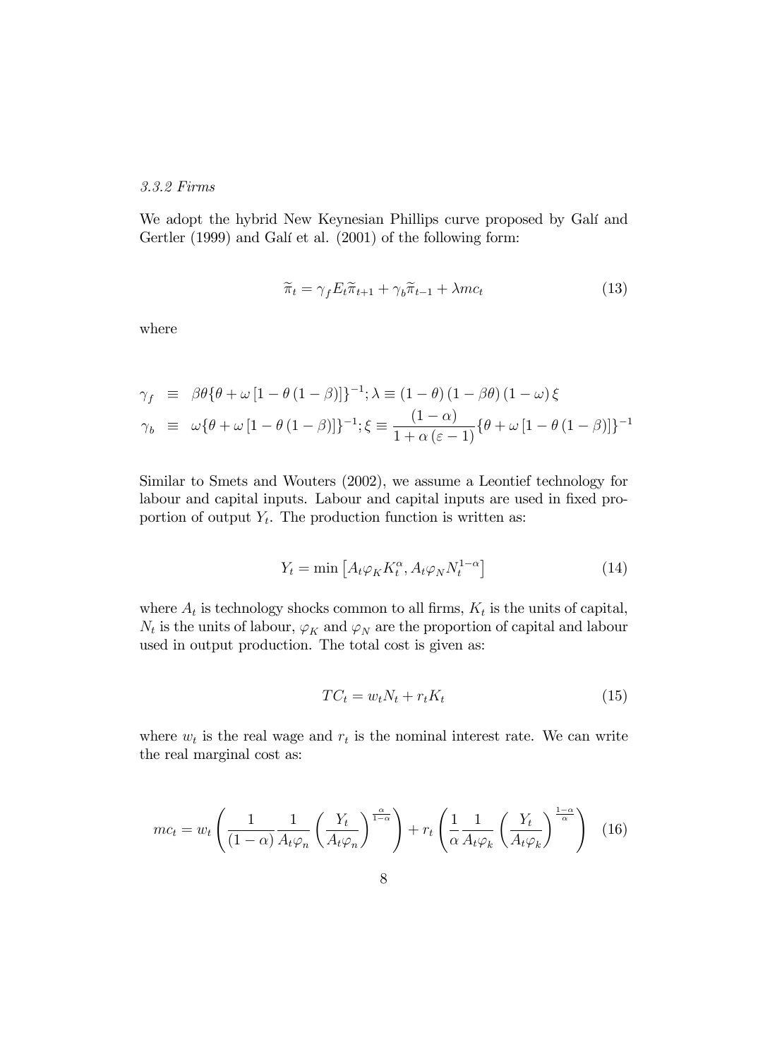*3.3.2 Firms*

We adopt the hybrid New Keynesian Phillips curve proposed by Galí and Gertler (1999) and Galí et al. (2001) of the following form:

$$\widetilde{\pi}_t = \gamma_f E_t \widetilde{\pi}_{t+1} + \gamma_b \widetilde{\pi}_{t-1} + \lambda mc_t \tag{13}$$

where

$$\begin{aligned}
\gamma_f &\equiv \beta\theta\{\theta + \omega\left[1 - \theta\left(1 - \beta\right)\right]\}^{-1}; \lambda \equiv \left(1 - \theta\right)\left(1 - \beta\theta\right)\left(1 - \omega\right)\xi \\
\gamma_b &\equiv \omega\{\theta + \omega\left[1 - \theta\left(1 - \beta\right)\right]\}^{-1}; \xi \equiv \frac{\left(1 - \alpha\right)}{1 + \alpha\left(\varepsilon - 1\right)}\{\theta + \omega\left[1 - \theta\left(1 - \beta\right)\right]\}^{-1}
\end{aligned}$$

Similar to Smets and Wouters (2002), we assume a Leontief technology for labour and capital inputs. Labour and capital inputs are used in fixed proportion of output $Y_t$. The production function is written as:

$$Y_t = \min\left[A_t \varphi_K K_t^{\alpha}, A_t \varphi_N N_t^{1-\alpha}\right] \tag{14}$$

where $A_t$ is technology shocks common to all firms, $K_t$ is the units of capital, $N_t$ is the units of labour, $\varphi_K$ and $\varphi_N$ are the proportion of capital and labour used in output production. The total cost is given as:

$$TC_t = w_t N_t + r_t K_t \tag{15}$$

where $w_t$ is the real wage and $r_t$ is the nominal interest rate. We can write the real marginal cost as:

$$mc_t = w_t\left(\frac{1}{\left(1 - \alpha\right)}\frac{1}{A_t \varphi_n}\left(\frac{Y_t}{A_t \varphi_n}\right)^{\frac{\alpha}{1-\alpha}}\right) + r_t\left(\frac{1}{\alpha}\frac{1}{A_t \varphi_k}\left(\frac{Y_t}{A_t \varphi_k}\right)^{\frac{1-\alpha}{\alpha}}\right) \tag{16}$$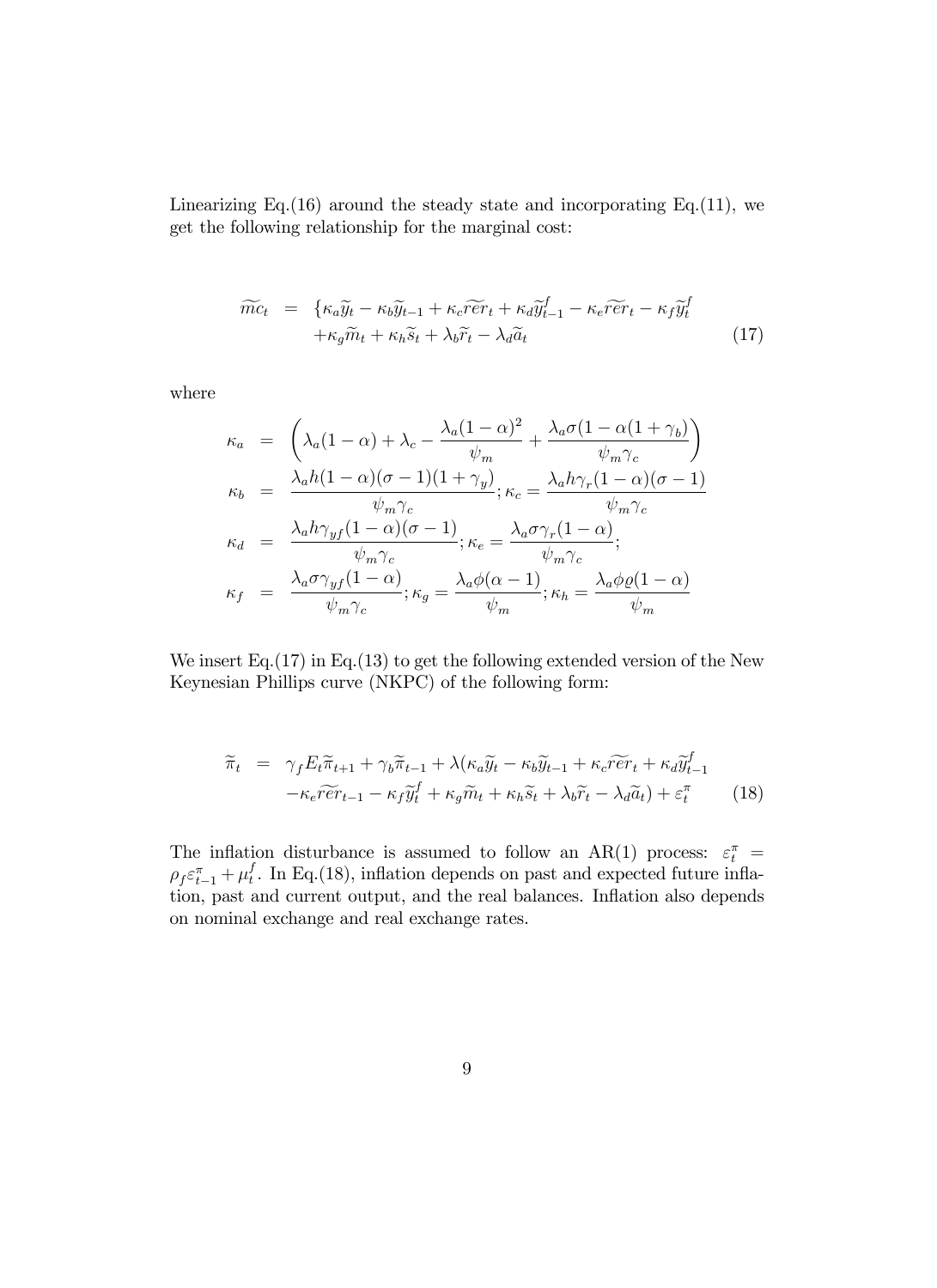Linearizing Eq.(16) around the steady state and incorporating Eq.(11), we get the following relationship for the marginal cost:

$$
\begin{aligned}
\widetilde{mc}_t &= \{\kappa_a \widetilde{y}_t - \kappa_b \widetilde{y}_{t-1} + \kappa_c \widetilde{rer}_t + \kappa_d \widetilde{y}^f_{t-1} - \kappa_e \widetilde{rer}_t - \kappa_f \widetilde{y}^f_t \\
&\quad + \kappa_g \widetilde{m}_t + \kappa_h \widetilde{s}_t + \lambda_b \widetilde{r}_t - \lambda_d \widetilde{a}_t
\end{aligned} \tag{17}
$$

where

$$
\begin{aligned}
\kappa_a &= \left( \lambda_a (1-\alpha) + \lambda_c - \frac{\lambda_a (1-\alpha)^2}{\psi_m} + \frac{\lambda_a \sigma (1 - \alpha(1+\gamma_b))}{\psi_m \gamma_c} \right) \\
\kappa_b &= \frac{\lambda_a h (1-\alpha)(\sigma - 1)(1+\gamma_y)}{\psi_m \gamma_c}; \kappa_c = \frac{\lambda_a h \gamma_r (1-\alpha)(\sigma-1)}{\psi_m \gamma_c} \\
\kappa_d &= \frac{\lambda_a h \gamma_{yf} (1-\alpha)(\sigma-1)}{\psi_m \gamma_c}; \kappa_e = \frac{\lambda_a \sigma \gamma_r (1-\alpha)}{\psi_m \gamma_c}; \\
\kappa_f &= \frac{\lambda_a \sigma \gamma_{yf} (1-\alpha)}{\psi_m \gamma_c}; \kappa_g = \frac{\lambda_a \phi (\alpha - 1)}{\psi_m}; \kappa_h = \frac{\lambda_a \phi \varrho (1-\alpha)}{\psi_m}
\end{aligned}
$$

We insert Eq.(17) in Eq.(13) to get the following extended version of the New Keynesian Phillips curve (NKPC) of the following form:

$$
\begin{aligned}
\widetilde{\pi}_t &= \gamma_f E_t \widetilde{\pi}_{t+1} + \gamma_b \widetilde{\pi}_{t-1} + \lambda(\kappa_a \widetilde{y}_t - \kappa_b \widetilde{y}_{t-1} + \kappa_c \widetilde{rer}_t + \kappa_d \widetilde{y}^f_{t-1} \\
&\quad - \kappa_e \widetilde{rer}_{t-1} - \kappa_f \widetilde{y}^f_t + \kappa_g \widetilde{m}_t + \kappa_h \widetilde{s}_t + \lambda_b \widetilde{r}_t - \lambda_d \widetilde{a}_t) + \varepsilon^\pi_t
\end{aligned} \tag{18}
$$

The inflation disturbance is assumed to follow an AR(1) process: $\varepsilon^\pi_t = \rho_f \varepsilon^\pi_{t-1} + \mu^f_t$. In Eq.(18), inflation depends on past and expected future inflation, past and current output, and the real balances. Inflation also depends on nominal exchange and real exchange rates.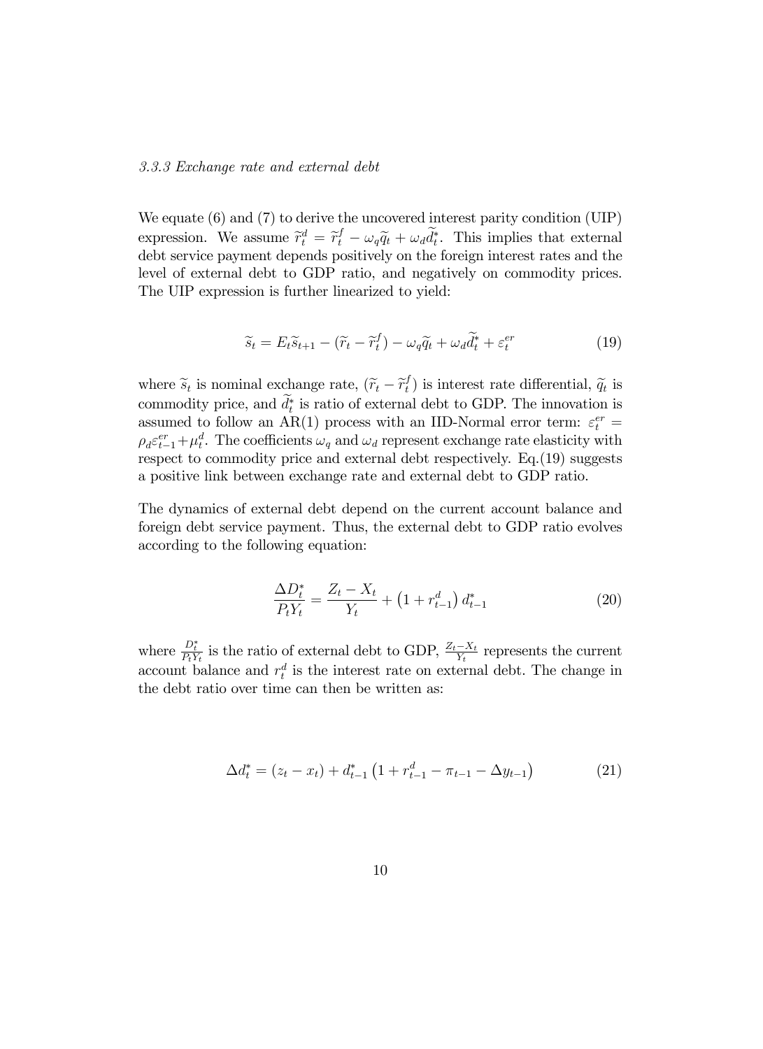### *3.3.3 Exchange rate and external debt*

We equate (6) and (7) to derive the uncovered interest parity condition (UIP) expression. We assume $\widetilde{r}_t^d = \widetilde{r}_t^f - \omega_q \widetilde{q}_t + \omega_d \widetilde{d}_t^*$. This implies that external debt service payment depends positively on the foreign interest rates and the level of external debt to GDP ratio, and negatively on commodity prices. The UIP expression is further linearized to yield:

$$\widetilde{s}_t = E_t \widetilde{s}_{t+1} - (\widetilde{r}_t - \widetilde{r}_t^f) - \omega_q \widetilde{q}_t + \omega_d \widetilde{d}_t^* + \varepsilon_t^{er} \tag{19}$$

where $\widetilde{s}_t$ is nominal exchange rate, $(\widetilde{r}_t - \widetilde{r}_t^f)$ is interest rate differential, $\widetilde{q}_t$ is commodity price, and $\widetilde{d}_t^*$ is ratio of external debt to GDP. The innovation is assumed to follow an AR(1) process with an IID-Normal error term: $\varepsilon_t^{er} = \rho_d \varepsilon_{t-1}^{er} + \mu_t^d$. The coefficients $\omega_q$ and $\omega_d$ represent exchange rate elasticity with respect to commodity price and external debt respectively. Eq.(19) suggests a positive link between exchange rate and external debt to GDP ratio.

The dynamics of external debt depend on the current account balance and foreign debt service payment. Thus, the external debt to GDP ratio evolves according to the following equation:

$$\frac{\Delta D_t^*}{P_t Y_t} = \frac{Z_t - X_t}{Y_t} + \left(1 + r_{t-1}^d\right) d_{t-1}^* \tag{20}$$

where $\frac{D_t^*}{P_t Y_t}$ is the ratio of external debt to GDP, $\frac{Z_t - X_t}{Y_t}$ represents the current account balance and $r_t^d$ is the interest rate on external debt. The change in the debt ratio over time can then be written as:

$$\Delta d_t^* = (z_t - x_t) + d_{t-1}^* \left(1 + r_{t-1}^d - \pi_{t-1} - \Delta y_{t-1}\right) \tag{21}$$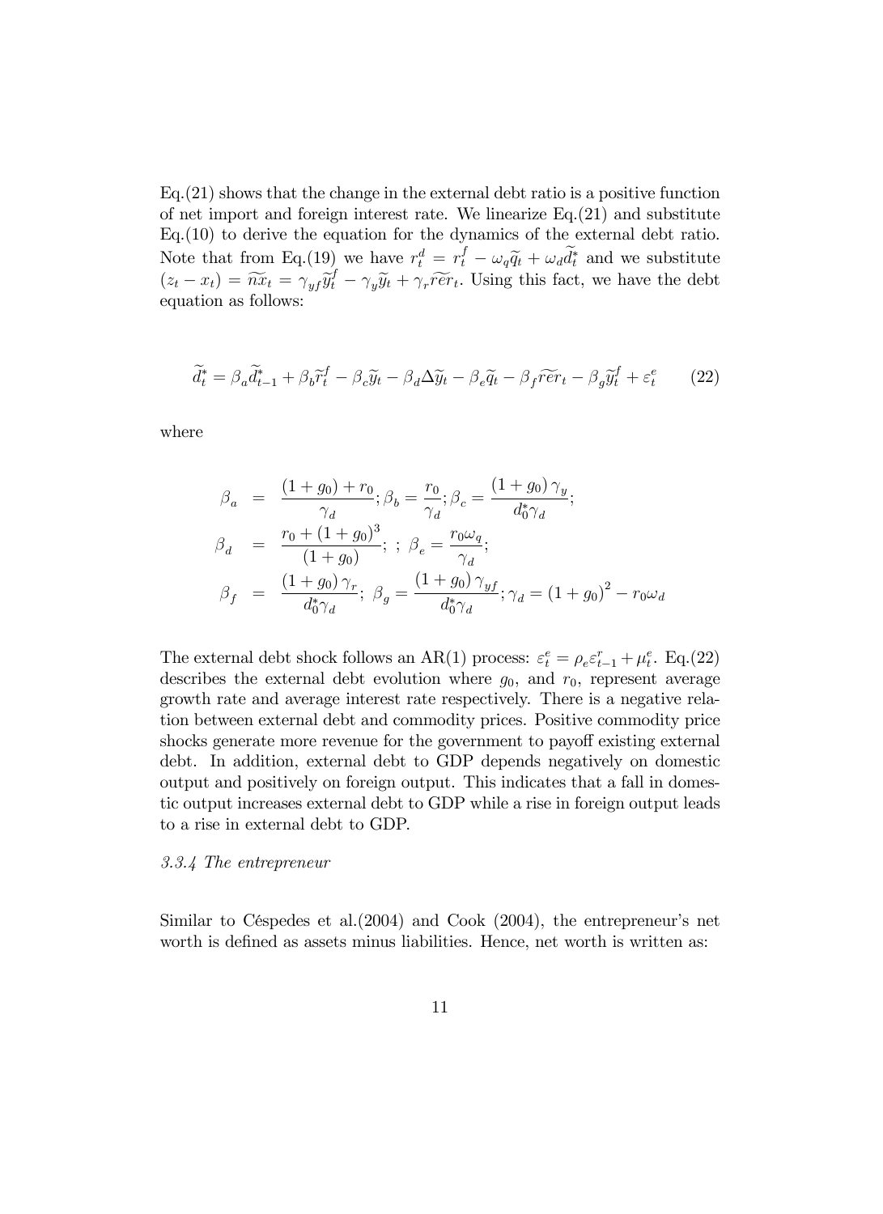Eq.(21) shows that the change in the external debt ratio is a positive function of net import and foreign interest rate. We linearize Eq.(21) and substitute Eq.(10) to derive the equation for the dynamics of the external debt ratio. Note that from Eq.(19) we have $r_t^d = r_t^f - \omega_q \widetilde{q}_t + \omega_d \widetilde{d}_t^*$ and we substitute $(z_t - x_t) = \widetilde{nx}_t = \gamma_{yf} \widetilde{y}_t^f - \gamma_y \widetilde{y}_t + \gamma_r \widetilde{rer}_t$. Using this fact, we have the debt equation as follows:

$$\widetilde{d}_t^* = \beta_a \widetilde{d}_{t-1}^* + \beta_b \widetilde{r}_t^f - \beta_c \widetilde{y}_t - \beta_d \Delta \widetilde{y}_t - \beta_e \widetilde{q}_t - \beta_f \widetilde{rer}_t - \beta_g \widetilde{y}_t^f + \varepsilon_t^e \tag{22}$$

where

$$\begin{aligned}
\beta_a &= \frac{(1+g_0) + r_0}{\gamma_d}; \beta_b = \frac{r_0}{\gamma_d}; \beta_c = \frac{(1+g_0)\gamma_y}{d_0^* \gamma_d}; \\
\beta_d &= \frac{r_0 + (1+g_0)^3}{(1+g_0)}; \ ; \ \beta_e = \frac{r_0 \omega_q}{\gamma_d}; \\
\beta_f &= \frac{(1+g_0)\gamma_r}{d_0^* \gamma_d}; \ \beta_g = \frac{(1+g_0)\gamma_{yf}}{d_0^* \gamma_d}; \gamma_d = (1+g_0)^2 - r_0 \omega_d
\end{aligned}$$

The external debt shock follows an AR(1) process: $\varepsilon_t^e = \rho_e \varepsilon_{t-1}^r + \mu_t^e$. Eq.(22) describes the external debt evolution where $g_0$, and $r_0$, represent average growth rate and average interest rate respectively. There is a negative relation between external debt and commodity prices. Positive commodity price shocks generate more revenue for the government to payoff existing external debt. In addition, external debt to GDP depends negatively on domestic output and positively on foreign output. This indicates that a fall in domestic output increases external debt to GDP while a rise in foreign output leads to a rise in external debt to GDP.

*3.3.4 The entrepreneur*

Similar to Céspedes et al.(2004) and Cook (2004), the entrepreneur's net worth is defined as assets minus liabilities. Hence, net worth is written as: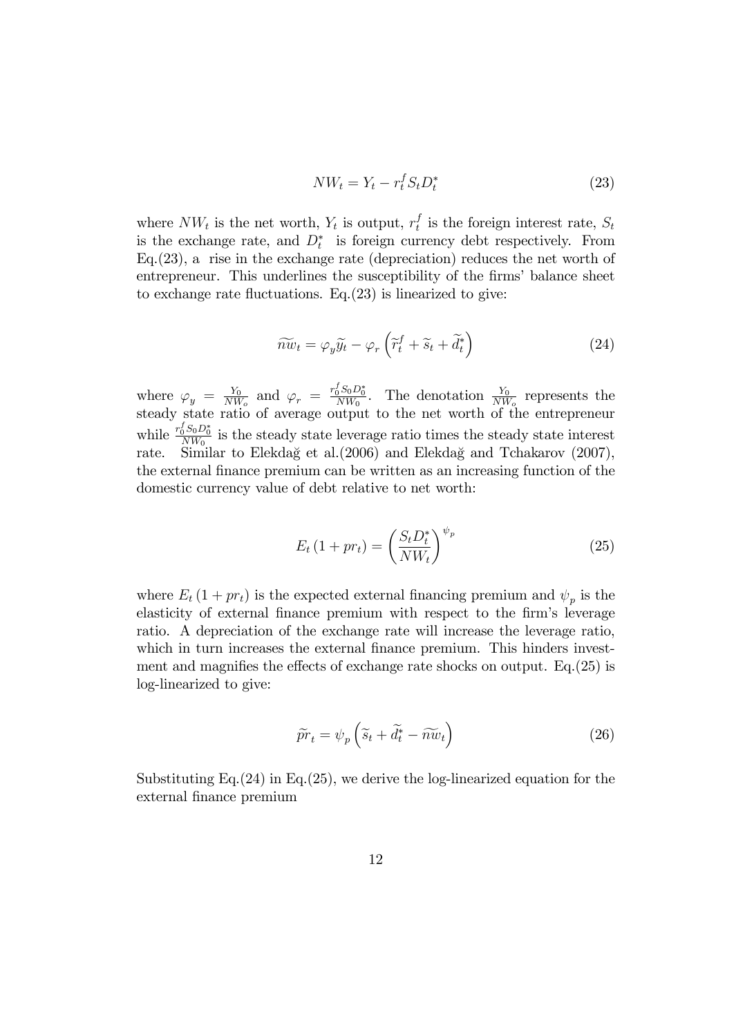$$NW_t = Y_t - r_t^f S_t D_t^* \tag{23}$$

where $NW_t$ is the net worth, $Y_t$ is output, $r_t^f$ is the foreign interest rate, $S_t$ is the exchange rate, and $D_t^*$ is foreign currency debt respectively. From Eq.(23), a rise in the exchange rate (depreciation) reduces the net worth of entrepreneur. This underlines the susceptibility of the firms' balance sheet to exchange rate fluctuations. Eq.(23) is linearized to give:

$$\widetilde{nw}_t = \varphi_y \widetilde{y}_t - \varphi_r \left( \widetilde{r}_t^f + \widetilde{s}_t + \widetilde{d}_t^* \right) \tag{24}$$

where $\varphi_y = \frac{Y_0}{NW_o}$ and $\varphi_r = \frac{r_0^f S_0 D_0^*}{NW_0}$. The denotation $\frac{Y_0}{NW_o}$ represents the steady state ratio of average output to the net worth of the entrepreneur while $\frac{r_0^f S_0 D_0^*}{NW_0}$ is the steady state leverage ratio times the steady state interest rate. Similar to Elekdağ et al.(2006) and Elekdağ and Tchakarov (2007), the external finance premium can be written as an increasing function of the domestic currency value of debt relative to net worth:

$$E_t \left(1 + pr_t\right) = \left( \frac{S_t D_t^*}{NW_t} \right)^{\psi_p} \tag{25}$$

where $E_t \left(1 + pr_t\right)$ is the expected external financing premium and $\psi_p$ is the elasticity of external finance premium with respect to the firm's leverage ratio. A depreciation of the exchange rate will increase the leverage ratio, which in turn increases the external finance premium. This hinders investment and magnifies the effects of exchange rate shocks on output. Eq.(25) is log-linearized to give:

$$\widetilde{pr}_t = \psi_p \left( \widetilde{s}_t + \widetilde{d}_t^* - \widetilde{nw}_t \right) \tag{26}$$

Substituting Eq.(24) in Eq.(25), we derive the log-linearized equation for the external finance premium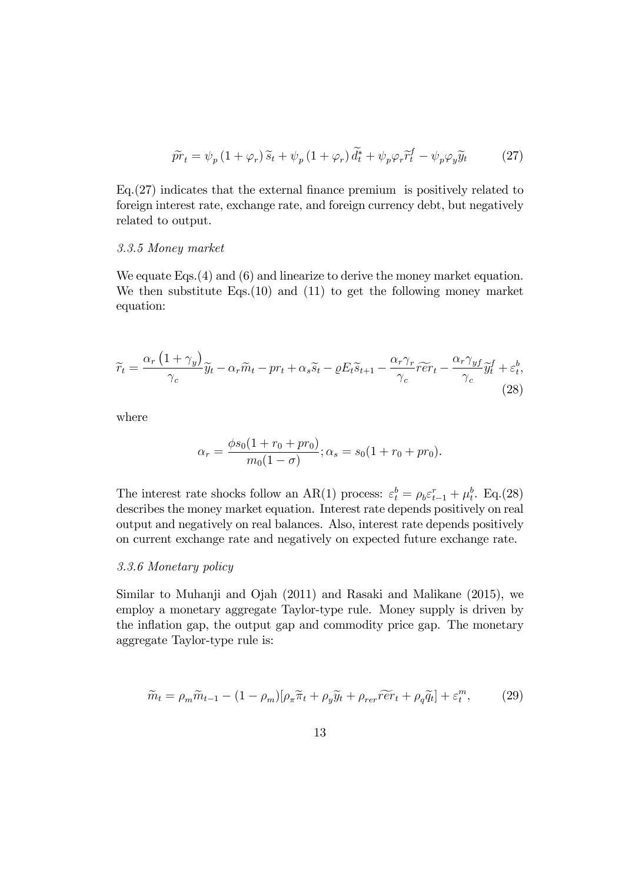$$
\widetilde{pr}_t = \psi_p \left(1+\varphi_r\right) \widetilde{s}_t + \psi_p \left(1+\varphi_r\right) \widetilde{d}_t^* + \psi_p \varphi_r \widetilde{r}_t^f - \psi_p \varphi_y \widetilde{y}_t \tag{27}
$$

Eq.(27) indicates that the external finance premium is positively related to foreign interest rate, exchange rate, and foreign currency debt, but negatively related to output.

*3.3.5 Money market*

We equate Eqs.(4) and (6) and linearize to derive the money market equation. We then substitute Eqs.(10) and (11) to get the following money market equation:

$$
\widetilde{r}_t = \frac{\alpha_r \left(1+\gamma_y\right)}{\gamma_c} \widetilde{y}_t - \alpha_r \widetilde{m}_t - pr_t + \alpha_s \widetilde{s}_t - \varrho E_t \widetilde{s}_{t+1} - \frac{\alpha_r \gamma_r}{\gamma_c} \widetilde{rer}_t - \frac{\alpha_r \gamma_{yf}}{\gamma_c} \widetilde{y}_t^f + \varepsilon_t^b, \tag{28}
$$

where

$$
\alpha_r = \frac{\phi s_0 (1 + r_0 + pr_0)}{m_0 (1-\sigma)}; \alpha_s = s_0 (1 + r_0 + pr_0).
$$

The interest rate shocks follow an AR(1) process: $\varepsilon_t^b = \rho_b \varepsilon_{t-1}^r + \mu_t^b$. Eq.(28) describes the money market equation. Interest rate depends positively on real output and negatively on real balances. Also, interest rate depends positively on current exchange rate and negatively on expected future exchange rate.

*3.3.6 Monetary policy*

Similar to Muhanji and Ojah (2011) and Rasaki and Malikane (2015), we employ a monetary aggregate Taylor-type rule. Money supply is driven by the inflation gap, the output gap and commodity price gap. The monetary aggregate Taylor-type rule is:

$$
\widetilde{m}_t = \rho_m \widetilde{m}_{t-1} - (1-\rho_m) [\rho_\pi \widetilde{\pi}_t + \rho_y \widetilde{y}_t + \rho_{rer} \widetilde{rer}_t + \rho_q \widetilde{q}_t] + \varepsilon_t^m, \tag{29}
$$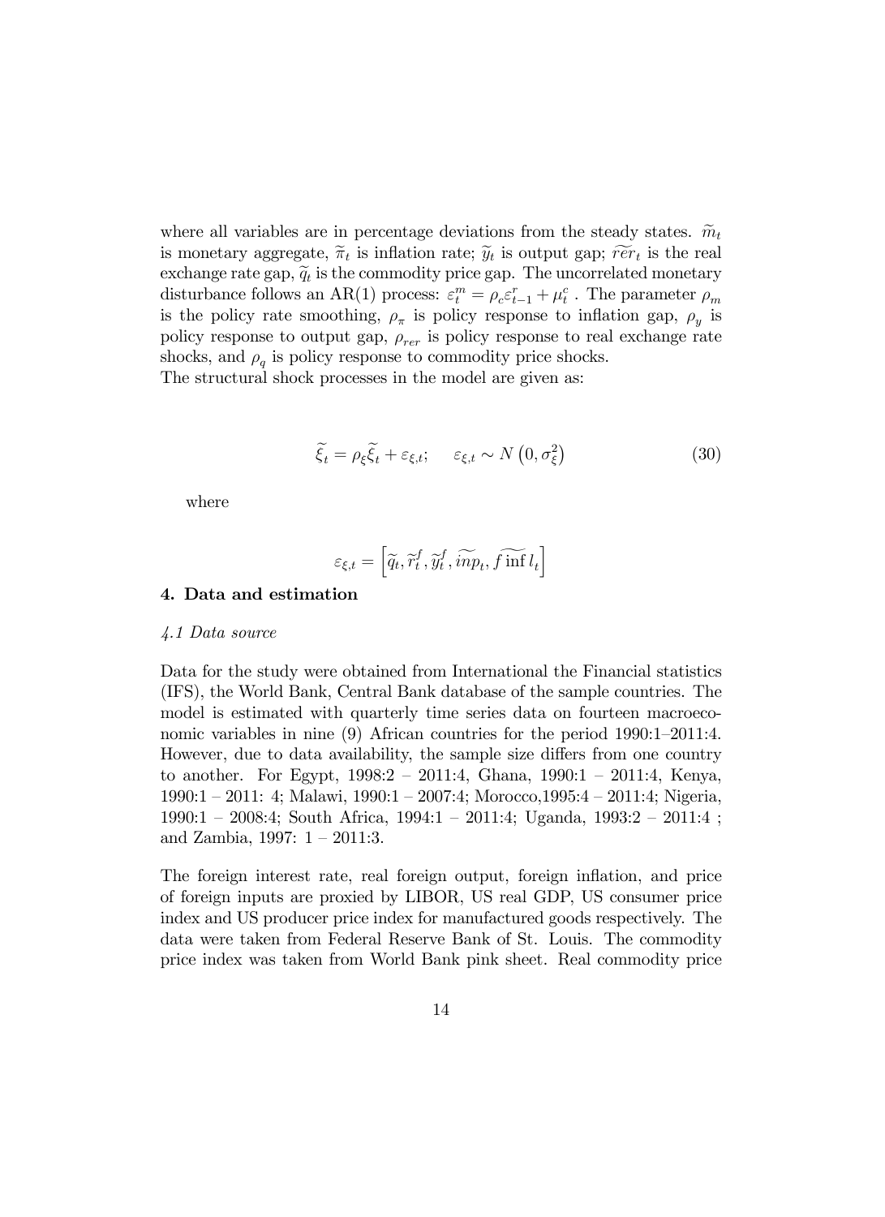where all variables are in percentage deviations from the steady states. $\widetilde{m}_t$ is monetary aggregate, $\widetilde{\pi}_t$ is inflation rate; $\widetilde{y}_t$ is output gap; $\widetilde{rer}_t$ is the real exchange rate gap, $\widetilde{q}_t$ is the commodity price gap. The uncorrelated monetary disturbance follows an AR(1) process: $\varepsilon_t^m = \rho_c \varepsilon_{t-1}^r + \mu_t^c$ . The parameter $\rho_m$ is the policy rate smoothing, $\rho_\pi$ is policy response to inflation gap, $\rho_y$ is policy response to output gap, $\rho_{rer}$ is policy response to real exchange rate shocks, and $\rho_q$ is policy response to commodity price shocks.
The structural shock processes in the model are given as:

$$\widetilde{\xi}_t = \rho_\xi \widetilde{\xi}_t + \varepsilon_{\xi,t}; \qquad \varepsilon_{\xi,t} \sim N\left(0, \sigma_\xi^2\right) \tag{30}$$

where

$$\varepsilon_{\xi,t} = \left[\widetilde{q}_t, \widetilde{r}_t^f, \widetilde{y}_t^f, \widetilde{inp}_t, \widetilde{f\inf l}_t\right]$$

## 4. Data and estimation

### *4.1 Data source*

Data for the study were obtained from International the Financial statistics (IFS), the World Bank, Central Bank database of the sample countries. The model is estimated with quarterly time series data on fourteen macroeconomic variables in nine (9) African countries for the period 1990:1–2011:4. However, due to data availability, the sample size differs from one country to another. For Egypt, 1998:2 – 2011:4, Ghana, 1990:1 – 2011:4, Kenya, 1990:1 – 2011: 4; Malawi, 1990:1 – 2007:4; Morocco,1995:4 – 2011:4; Nigeria, 1990:1 – 2008:4; South Africa, 1994:1 – 2011:4; Uganda, 1993:2 – 2011:4 ; and Zambia, 1997: 1 – 2011:3.

The foreign interest rate, real foreign output, foreign inflation, and price of foreign inputs are proxied by LIBOR, US real GDP, US consumer price index and US producer price index for manufactured goods respectively. The data were taken from Federal Reserve Bank of St. Louis. The commodity price index was taken from World Bank pink sheet. Real commodity price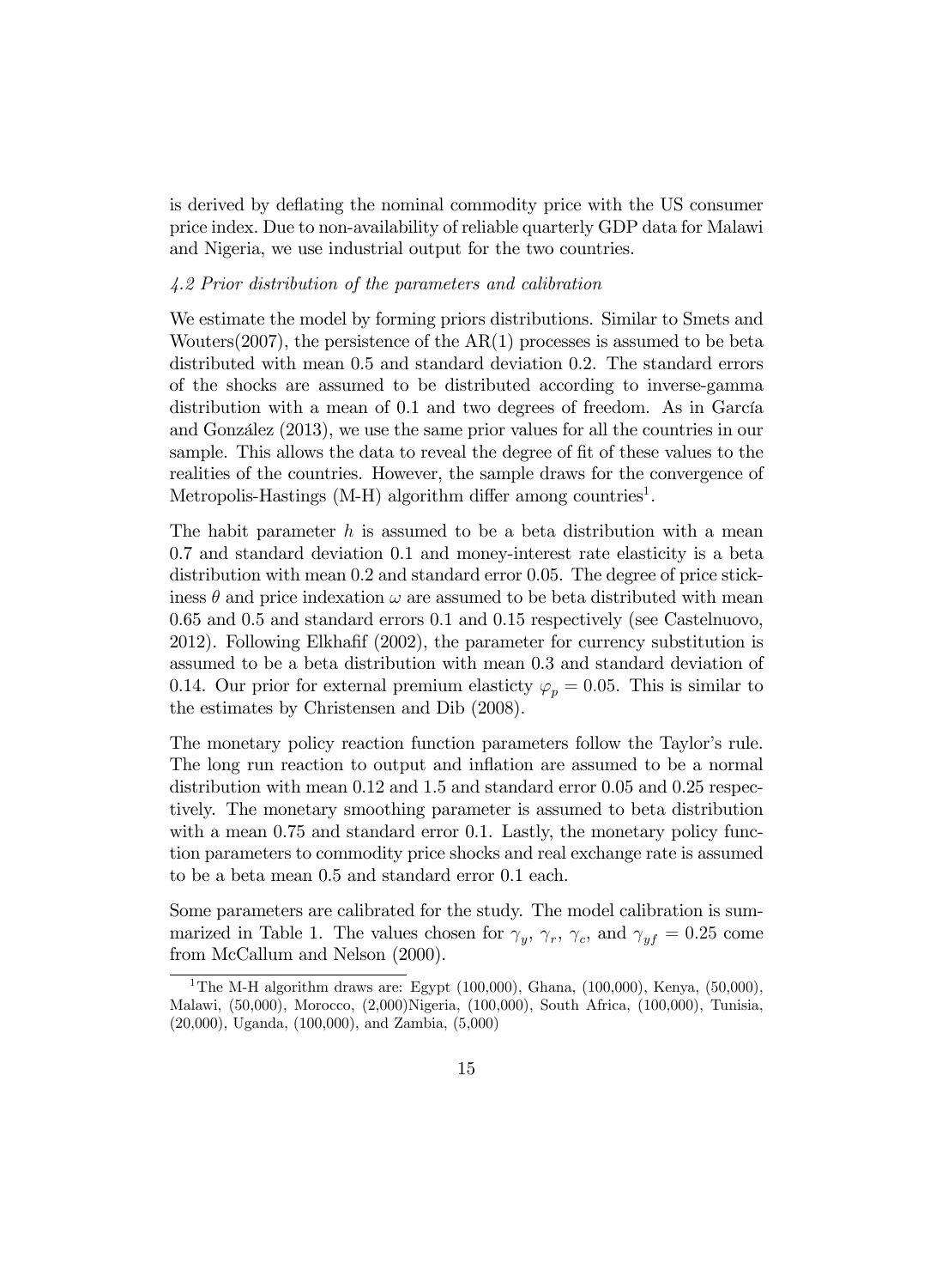is derived by deflating the nominal commodity price with the US consumer price index. Due to non-availability of reliable quarterly GDP data for Malawi and Nigeria, we use industrial output for the two countries.

### *4.2 Prior distribution of the parameters and calibration*

We estimate the model by forming priors distributions. Similar to Smets and Wouters(2007), the persistence of the AR(1) processes is assumed to be beta distributed with mean 0.5 and standard deviation 0.2. The standard errors of the shocks are assumed to be distributed according to inverse-gamma distribution with a mean of 0.1 and two degrees of freedom. As in García and González (2013), we use the same prior values for all the countries in our sample. This allows the data to reveal the degree of fit of these values to the realities of the countries. However, the sample draws for the convergence of Metropolis-Hastings (M-H) algorithm differ among countries[1].

The habit parameter $h$ is assumed to be a beta distribution with a mean 0.7 and standard deviation 0.1 and money-interest rate elasticity is a beta distribution with mean 0.2 and standard error 0.05. The degree of price stickiness $\theta$ and price indexation $\omega$ are assumed to be beta distributed with mean 0.65 and 0.5 and standard errors 0.1 and 0.15 respectively (see Castelnuovo, 2012). Following Elkhafif (2002), the parameter for currency substitution is assumed to be a beta distribution with mean 0.3 and standard deviation of 0.14. Our prior for external premium elasticty $\varphi_p = 0.05$. This is similar to the estimates by Christensen and Dib (2008).

The monetary policy reaction function parameters follow the Taylor's rule. The long run reaction to output and inflation are assumed to be a normal distribution with mean 0.12 and 1.5 and standard error 0.05 and 0.25 respectively. The monetary smoothing parameter is assumed to beta distribution with a mean 0.75 and standard error 0.1. Lastly, the monetary policy function parameters to commodity price shocks and real exchange rate is assumed to be a beta mean 0.5 and standard error 0.1 each.

Some parameters are calibrated for the study. The model calibration is summarized in Table 1. The values chosen for $\gamma_y$, $\gamma_r$, $\gamma_c$, and $\gamma_{yf} = 0.25$ come from McCallum and Nelson (2000).

[1] The M-H algorithm draws are: Egypt (100,000), Ghana, (100,000), Kenya, (50,000), Malawi, (50,000), Morocco, (2,000)Nigeria, (100,000), South Africa, (100,000), Tunisia, (20,000), Uganda, (100,000), and Zambia, (5,000)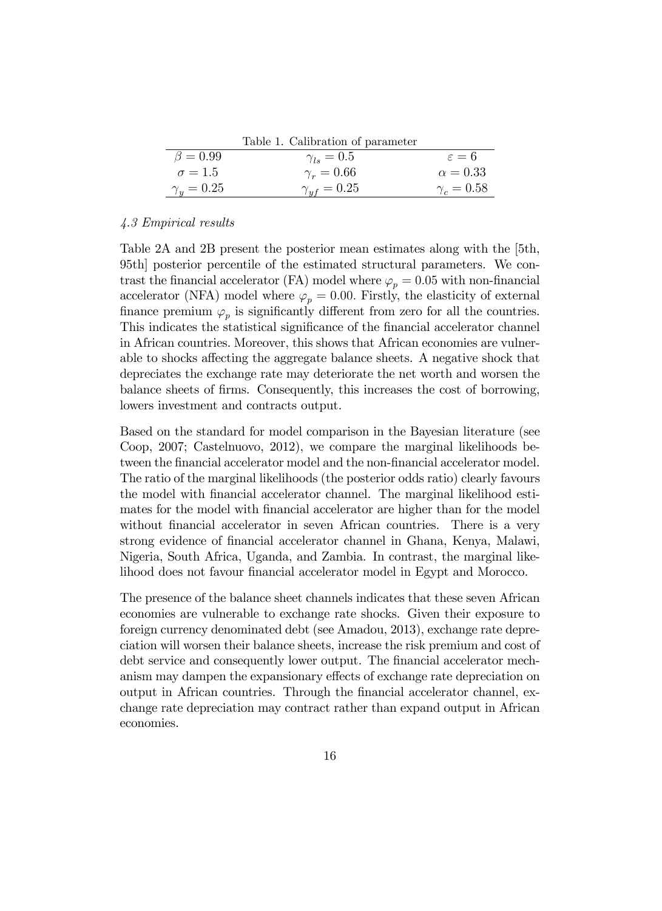Table 1. Calibration of parameter

| | | |
|---|---|---|
| $\beta = 0.99$ | $\gamma_{ls} = 0.5$ | $\varepsilon = 6$ |
| $\sigma = 1.5$ | $\gamma_r = 0.66$ | $\alpha = 0.33$ |
| $\gamma_y = 0.25$ | $\gamma_{yf} = 0.25$ | $\gamma_c = 0.58$ |

### *4.3 Empirical results*

Table 2A and 2B present the posterior mean estimates along with the [5th, 95th] posterior percentile of the estimated structural parameters. We contrast the financial accelerator (FA) model where $\varphi_p = 0.05$ with non-financial accelerator (NFA) model where $\varphi_p = 0.00$. Firstly, the elasticity of external finance premium $\varphi_p$ is significantly different from zero for all the countries. This indicates the statistical significance of the financial accelerator channel in African countries. Moreover, this shows that African economies are vulnerable to shocks affecting the aggregate balance sheets. A negative shock that depreciates the exchange rate may deteriorate the net worth and worsen the balance sheets of firms. Consequently, this increases the cost of borrowing, lowers investment and contracts output.

Based on the standard for model comparison in the Bayesian literature (see Coop, 2007; Castelnuovo, 2012), we compare the marginal likelihoods between the financial accelerator model and the non-financial accelerator model. The ratio of the marginal likelihoods (the posterior odds ratio) clearly favours the model with financial accelerator channel. The marginal likelihood estimates for the model with financial accelerator are higher than for the model without financial accelerator in seven African countries. There is a very strong evidence of financial accelerator channel in Ghana, Kenya, Malawi, Nigeria, South Africa, Uganda, and Zambia. In contrast, the marginal likelihood does not favour financial accelerator model in Egypt and Morocco.

The presence of the balance sheet channels indicates that these seven African economies are vulnerable to exchange rate shocks. Given their exposure to foreign currency denominated debt (see Amadou, 2013), exchange rate depreciation will worsen their balance sheets, increase the risk premium and cost of debt service and consequently lower output. The financial accelerator mechanism may dampen the expansionary effects of exchange rate depreciation on output in African countries. Through the financial accelerator channel, exchange rate depreciation may contract rather than expand output in African economies.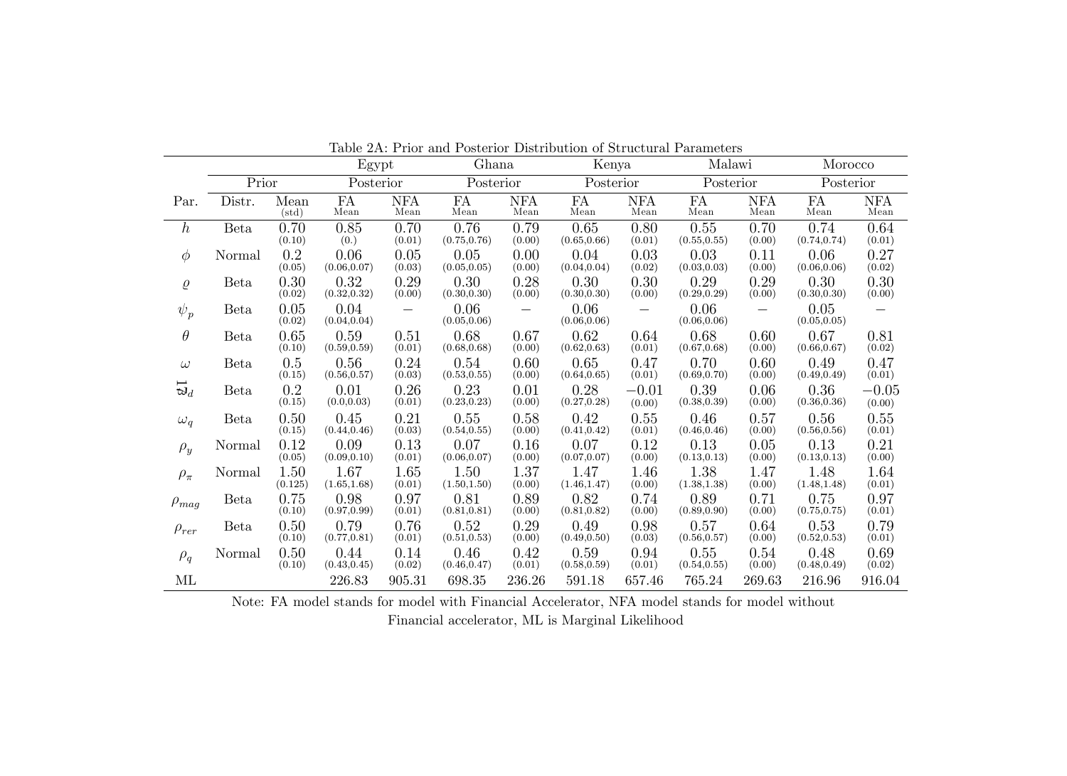Table 2A: Prior and Posterior Distribution of Structural Parameters

| | | | Egypt | | Ghana | | Kenya | | Malawi | | Morocco | |
|---|---|---|---|---|---|---|---|---|---|---|---|---|
| | Prior | | Posterior | | Posterior | | Posterior | | Posterior | | Posterior | |
| Par. | Distr. | Mean (std) | FA Mean | NFA Mean | FA Mean | NFA Mean | FA Mean | NFA Mean | FA Mean | NFA Mean | FA Mean | NFA Mean |
| $h$ | Beta | 0.70 (0.10) | 0.85 (0.) | 0.70 (0.01) | 0.76 (0.75,0.76) | 0.79 (0.00) | 0.65 (0.65,0.66) | 0.80 (0.01) | 0.55 (0.55,0.55) | 0.70 (0.00) | 0.74 (0.74,0.74) | 0.64 (0.01) |
| $\phi$ | Normal | 0.2 (0.05) | 0.06 (0.06,0.07) | 0.05 (0.03) | 0.05 (0.05,0.05) | 0.00 (0.00) | 0.04 (0.04,0.04) | 0.03 (0.02) | 0.03 (0.03,0.03) | 0.11 (0.00) | 0.06 (0.06,0.06) | 0.27 (0.02) |
| $\varrho$ | Beta | 0.30 (0.02) | 0.32 (0.32,0.32) | 0.29 (0.00) | 0.30 (0.30,0.30) | 0.28 (0.00) | 0.30 (0.30,0.30) | 0.30 (0.00) | 0.29 (0.29,0.29) | 0.29 (0.00) | 0.30 (0.30,0.30) | 0.30 (0.00) |
| $\psi_p$ | Beta | 0.05 (0.02) | 0.04 (0.04,0.04) | − | 0.06 (0.05,0.06) | − | 0.06 (0.06,0.06) | − | 0.06 (0.06,0.06) | − | 0.05 (0.05,0.05) | − |
| $\theta$ | Beta | 0.65 (0.10) | 0.59 (0.59,0.59) | 0.51 (0.01) | 0.68 (0.68,0.68) | 0.67 (0.00) | 0.62 (0.62,0.63) | 0.64 (0.01) | 0.68 (0.67,0.68) | 0.60 (0.00) | 0.67 (0.66,0.67) | 0.81 (0.02) |
| $\omega$ | Beta | 0.5 (0.15) | 0.56 (0.56,0.57) | 0.24 (0.03) | 0.54 (0.53,0.55) | 0.60 (0.00) | 0.65 (0.64,0.65) | 0.47 (0.01) | 0.70 (0.69,0.70) | 0.60 (0.00) | 0.49 (0.49,0.49) | 0.47 (0.01) |
| $\bar{\vartheta}_d$ | Beta | 0.2 (0.15) | 0.01 (0.0,0.03) | 0.26 (0.01) | 0.23 (0.23,0.23) | 0.01 (0.00) | 0.28 (0.27,0.28) | −0.01 (0.00) | 0.39 (0.38,0.39) | 0.06 (0.00) | 0.36 (0.36,0.36) | −0.05 (0.00) |
| $\omega_q$ | Beta | 0.50 (0.15) | 0.45 (0.44,0.46) | 0.21 (0.03) | 0.55 (0.54,0.55) | 0.58 (0.00) | 0.42 (0.41,0.42) | 0.55 (0.01) | 0.46 (0.46,0.46) | 0.57 (0.00) | 0.56 (0.56,0.56) | 0.55 (0.01) |
| $\rho_y$ | Normal | 0.12 (0.05) | 0.09 (0.09,0.10) | 0.13 (0.01) | 0.07 (0.06,0.07) | 0.16 (0.00) | 0.07 (0.07,0.07) | 0.12 (0.00) | 0.13 (0.13,0.13) | 0.05 (0.00) | 0.13 (0.13,0.13) | 0.21 (0.00) |
| $\rho_\pi$ | Normal | 1.50 (0.125) | 1.67 (1.65,1.68) | 1.65 (0.01) | 1.50 (1.50,1.50) | 1.37 (0.00) | 1.47 (1.46,1.47) | 1.46 (0.00) | 1.38 (1.38,1.38) | 1.47 (0.00) | 1.48 (1.48,1.48) | 1.64 (0.01) |
| $\rho_{mag}$ | Beta | 0.75 (0.10) | 0.98 (0.97,0.99) | 0.97 (0.01) | 0.81 (0.81,0.81) | 0.89 (0.00) | 0.82 (0.81,0.82) | 0.74 (0.00) | 0.89 (0.89,0.90) | 0.71 (0.00) | 0.75 (0.75,0.75) | 0.97 (0.01) |
| $\rho_{rer}$ | Beta | 0.50 (0.10) | 0.79 (0.77,0.81) | 0.76 (0.01) | 0.52 (0.51,0.53) | 0.29 (0.00) | 0.49 (0.49,0.50) | 0.98 (0.03) | 0.57 (0.56,0.57) | 0.64 (0.00) | 0.53 (0.52,0.53) | 0.79 (0.01) |
| $\rho_q$ | Normal | 0.50 (0.10) | 0.44 (0.43,0.45) | 0.14 (0.02) | 0.46 (0.46,0.47) | 0.42 (0.01) | 0.59 (0.58,0.59) | 0.94 (0.01) | 0.55 (0.54,0.55) | 0.54 (0.00) | 0.48 (0.48,0.49) | 0.69 (0.02) |
| ML | | | 226.83 | 905.31 | 698.35 | 236.26 | 591.18 | 657.46 | 765.24 | 269.63 | 216.96 | 916.04 |

Note: FA model stands for model with Financial Accelerator, NFA model stands for model without Financial accelerator, ML is Marginal Likelihood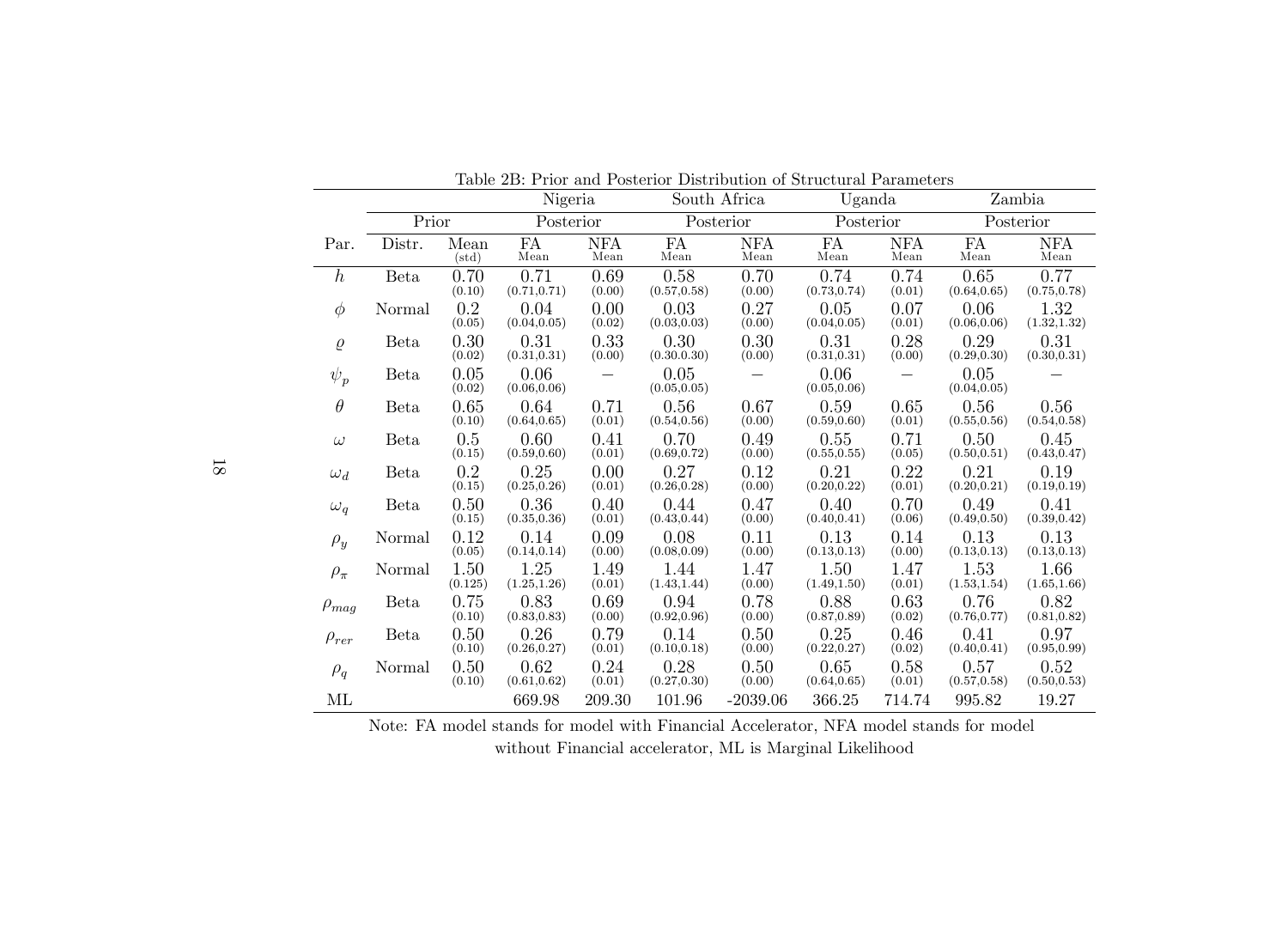Table 2B: Prior and Posterior Distribution of Structural Parameters

| | | | Nigeria | | South Africa | | Uganda | | Zambia | |
|---|---|---|---|---|---|---|---|---|---|---|
| | Prior | | Posterior | | Posterior | | Posterior | | Posterior | |
| Par. | Distr. | Mean (std) | FA Mean | NFA Mean | FA Mean | NFA Mean | FA Mean | NFA Mean | FA Mean | NFA Mean |
| $h$ | Beta | 0.70 (0.10) | 0.71 (0.71,0.71) | 0.69 (0.00) | 0.58 (0.57,0.58) | 0.70 (0.00) | 0.74 (0.73,0.74) | 0.74 (0.01) | 0.65 (0.64,0.65) | 0.77 (0.75,0.78) |
| $\phi$ | Normal | 0.2 (0.05) | 0.04 (0.04,0.05) | 0.00 (0.02) | 0.03 (0.03,0.03) | 0.27 (0.00) | 0.05 (0.04,0.05) | 0.07 (0.01) | 0.06 (0.06,0.06) | 1.32 (1.32,1.32) |
| $\varrho$ | Beta | 0.30 (0.02) | 0.31 (0.31,0.31) | 0.33 (0.00) | 0.30 (0.30.0.30) | 0.30 (0.00) | 0.31 (0.31,0.31) | 0.28 (0.00) | 0.29 (0.29,0.30) | 0.31 (0.30,0.31) |
| $\psi_p$ | Beta | 0.05 (0.02) | 0.06 (0.06,0.06) | − | 0.05 (0.05,0.05) | − | 0.06 (0.05,0.06) | − | 0.05 (0.04,0.05) | − |
| $\theta$ | Beta | 0.65 (0.10) | 0.64 (0.64,0.65) | 0.71 (0.01) | 0.56 (0.54,0.56) | 0.67 (0.00) | 0.59 (0.59,0.60) | 0.65 (0.01) | 0.56 (0.55,0.56) | 0.56 (0.54,0.58) |
| $\omega$ | Beta | 0.5 (0.15) | 0.60 (0.59,0.60) | 0.41 (0.01) | 0.70 (0.69,0.72) | 0.49 (0.00) | 0.55 (0.55,0.55) | 0.71 (0.05) | 0.50 (0.50,0.51) | 0.45 (0.43,0.47) |
| $\omega_d$ | Beta | 0.2 (0.15) | 0.25 (0.25,0.26) | 0.00 (0.01) | 0.27 (0.26,0.28) | 0.12 (0.00) | 0.21 (0.20,0.22) | 0.22 (0.01) | 0.21 (0.20,0.21) | 0.19 (0.19,0.19) |
| $\omega_q$ | Beta | 0.50 (0.15) | 0.36 (0.35,0.36) | 0.40 (0.01) | 0.44 (0.43,0.44) | 0.47 (0.00) | 0.40 (0.40,0.41) | 0.70 (0.06) | 0.49 (0.49,0.50) | 0.41 (0.39,0.42) |
| $\rho_y$ | Normal | 0.12 (0.05) | 0.14 (0.14,0.14) | 0.09 (0.00) | 0.08 (0.08,0.09) | 0.11 (0.00) | 0.13 (0.13,0.13) | 0.14 (0.00) | 0.13 (0.13,0.13) | 0.13 (0.13,0.13) |
| $\rho_\pi$ | Normal | 1.50 (0.125) | 1.25 (1.25,1.26) | 1.49 (0.01) | 1.44 (1.43,1.44) | 1.47 (0.00) | 1.50 (1.49,1.50) | 1.47 (0.01) | 1.53 (1.53,1.54) | 1.66 (1.65,1.66) |
| $\rho_{mag}$ | Beta | 0.75 (0.10) | 0.83 (0.83,0.83) | 0.69 (0.00) | 0.94 (0.92,0.96) | 0.78 (0.00) | 0.88 (0.87,0.89) | 0.63 (0.02) | 0.76 (0.76,0.77) | 0.82 (0.81,0.82) |
| $\rho_{rer}$ | Beta | 0.50 (0.10) | 0.26 (0.26,0.27) | 0.79 (0.01) | 0.14 (0.10,0.18) | 0.50 (0.00) | 0.25 (0.22,0.27) | 0.46 (0.02) | 0.41 (0.40,0.41) | 0.97 (0.95,0.99) |
| $\rho_q$ | Normal | 0.50 (0.10) | 0.62 (0.61,0.62) | 0.24 (0.01) | 0.28 (0.27,0.30) | 0.50 (0.00) | 0.65 (0.64,0.65) | 0.58 (0.01) | 0.57 (0.57,0.58) | 0.52 (0.50,0.53) |
| ML | | | 669.98 | 209.30 | 101.96 | -2039.06 | 366.25 | 714.74 | 995.82 | 19.27 |

Note: FA model stands for model with Financial Accelerator, NFA model stands for model without Financial accelerator, ML is Marginal Likelihood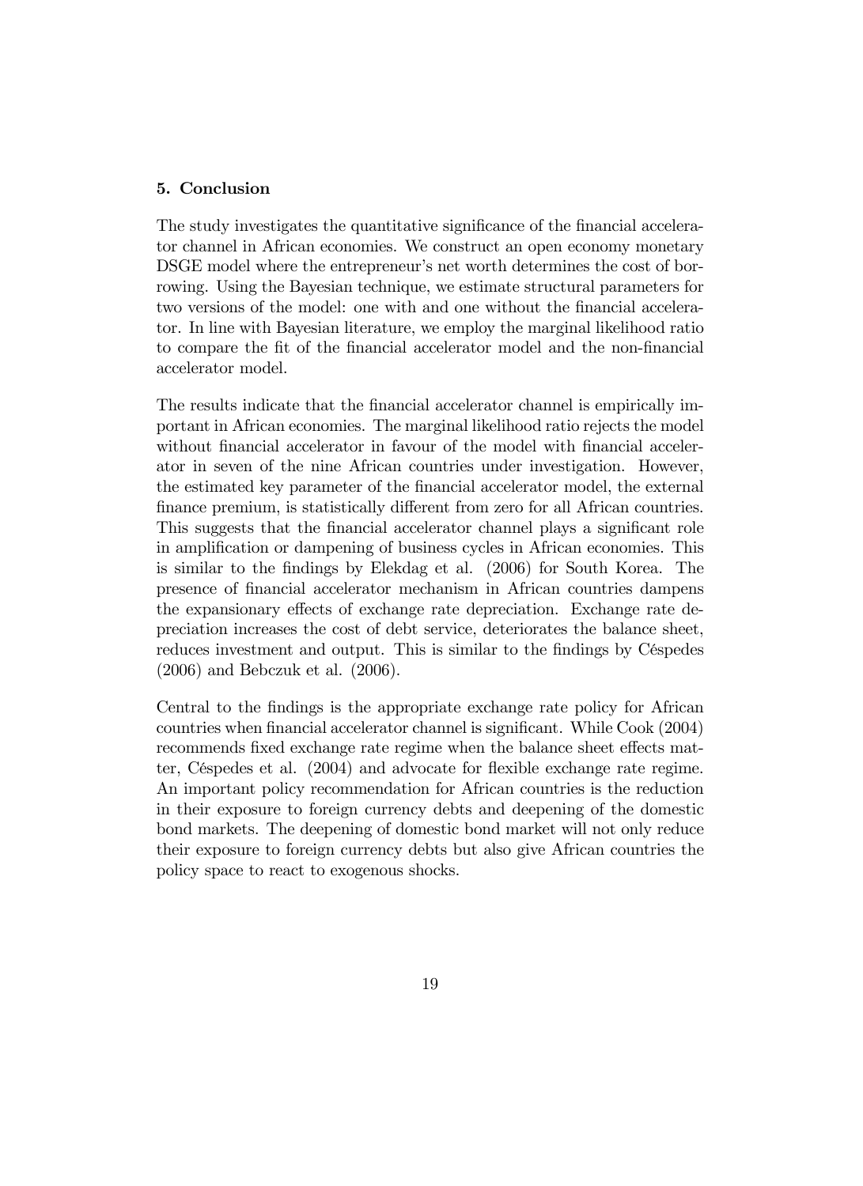### 5. Conclusion

The study investigates the quantitative significance of the financial accelerator channel in African economies. We construct an open economy monetary DSGE model where the entrepreneur's net worth determines the cost of borrowing. Using the Bayesian technique, we estimate structural parameters for two versions of the model: one with and one without the financial accelerator. In line with Bayesian literature, we employ the marginal likelihood ratio to compare the fit of the financial accelerator model and the non-financial accelerator model.

The results indicate that the financial accelerator channel is empirically important in African economies. The marginal likelihood ratio rejects the model without financial accelerator in favour of the model with financial accelerator in seven of the nine African countries under investigation. However, the estimated key parameter of the financial accelerator model, the external finance premium, is statistically different from zero for all African countries. This suggests that the financial accelerator channel plays a significant role in amplification or dampening of business cycles in African economies. This is similar to the findings by Elekdag et al. (2006) for South Korea. The presence of financial accelerator mechanism in African countries dampens the expansionary effects of exchange rate depreciation. Exchange rate depreciation increases the cost of debt service, deteriorates the balance sheet, reduces investment and output. This is similar to the findings by Céspedes (2006) and Bebczuk et al. (2006).

Central to the findings is the appropriate exchange rate policy for African countries when financial accelerator channel is significant. While Cook (2004) recommends fixed exchange rate regime when the balance sheet effects matter, Céspedes et al. (2004) and advocate for flexible exchange rate regime. An important policy recommendation for African countries is the reduction in their exposure to foreign currency debts and deepening of the domestic bond markets. The deepening of domestic bond market will not only reduce their exposure to foreign currency debts but also give African countries the policy space to react to exogenous shocks.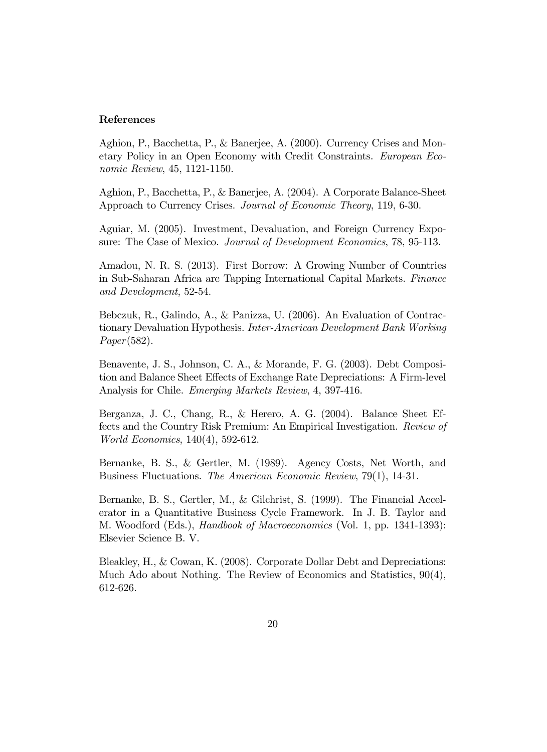**References**

Aghion, P., Bacchetta, P., & Banerjee, A. (2000). Currency Crises and Monetary Policy in an Open Economy with Credit Constraints. *European Economic Review*, 45, 1121-1150.

Aghion, P., Bacchetta, P., & Banerjee, A. (2004). A Corporate Balance-Sheet Approach to Currency Crises. *Journal of Economic Theory*, 119, 6-30.

Aguiar, M. (2005). Investment, Devaluation, and Foreign Currency Exposure: The Case of Mexico. *Journal of Development Economics*, 78, 95-113.

Amadou, N. R. S. (2013). First Borrow: A Growing Number of Countries in Sub-Saharan Africa are Tapping International Capital Markets. *Finance and Development*, 52-54.

Bebczuk, R., Galindo, A., & Panizza, U. (2006). An Evaluation of Contractionary Devaluation Hypothesis. *Inter-American Development Bank Working Paper*(582).

Benavente, J. S., Johnson, C. A., & Morande, F. G. (2003). Debt Composition and Balance Sheet Effects of Exchange Rate Depreciations: A Firm-level Analysis for Chile. *Emerging Markets Review*, 4, 397-416.

Berganza, J. C., Chang, R., & Herero, A. G. (2004). Balance Sheet Effects and the Country Risk Premium: An Empirical Investigation. *Review of World Economics*, 140(4), 592-612.

Bernanke, B. S., & Gertler, M. (1989). Agency Costs, Net Worth, and Business Fluctuations. *The American Economic Review*, 79(1), 14-31.

Bernanke, B. S., Gertler, M., & Gilchrist, S. (1999). The Financial Accelerator in a Quantitative Business Cycle Framework. In J. B. Taylor and M. Woodford (Eds.), *Handbook of Macroeconomics* (Vol. 1, pp. 1341-1393): Elsevier Science B. V.

Bleakley, H., & Cowan, K. (2008). Corporate Dollar Debt and Depreciations: Much Ado about Nothing. The Review of Economics and Statistics, 90(4), 612-626.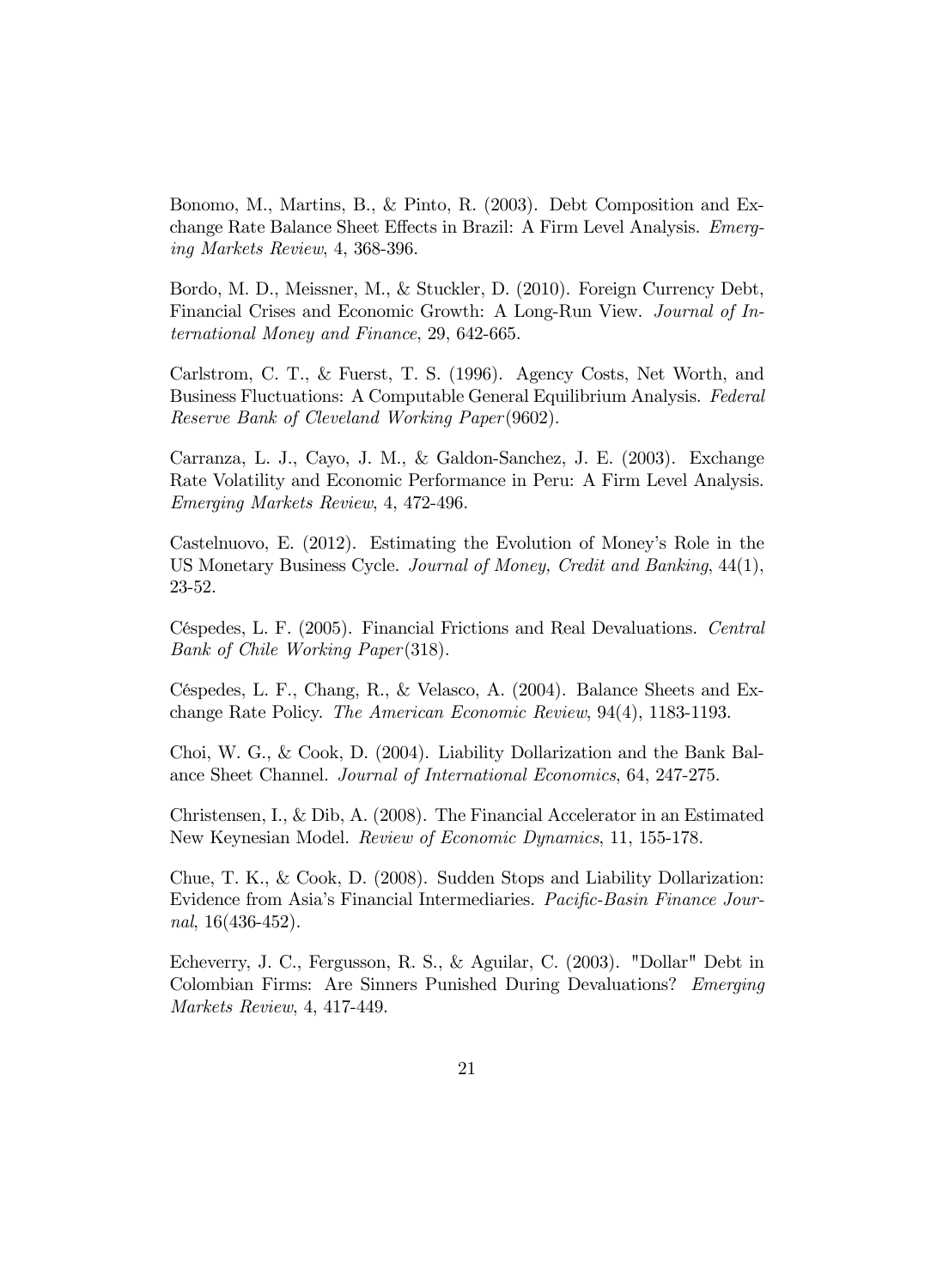Bonomo, M., Martins, B., & Pinto, R. (2003). Debt Composition and Exchange Rate Balance Sheet Effects in Brazil: A Firm Level Analysis. *Emerging Markets Review*, 4, 368-396.

Bordo, M. D., Meissner, M., & Stuckler, D. (2010). Foreign Currency Debt, Financial Crises and Economic Growth: A Long-Run View. *Journal of International Money and Finance*, 29, 642-665.

Carlstrom, C. T., & Fuerst, T. S. (1996). Agency Costs, Net Worth, and Business Fluctuations: A Computable General Equilibrium Analysis. *Federal Reserve Bank of Cleveland Working Paper*(9602).

Carranza, L. J., Cayo, J. M., & Galdon-Sanchez, J. E. (2003). Exchange Rate Volatility and Economic Performance in Peru: A Firm Level Analysis. *Emerging Markets Review*, 4, 472-496.

Castelnuovo, E. (2012). Estimating the Evolution of Money's Role in the US Monetary Business Cycle. *Journal of Money, Credit and Banking*, 44(1), 23-52.

Céspedes, L. F. (2005). Financial Frictions and Real Devaluations. *Central Bank of Chile Working Paper*(318).

Céspedes, L. F., Chang, R., & Velasco, A. (2004). Balance Sheets and Exchange Rate Policy. *The American Economic Review*, 94(4), 1183-1193.

Choi, W. G., & Cook, D. (2004). Liability Dollarization and the Bank Balance Sheet Channel. *Journal of International Economics*, 64, 247-275.

Christensen, I., & Dib, A. (2008). The Financial Accelerator in an Estimated New Keynesian Model. *Review of Economic Dynamics*, 11, 155-178.

Chue, T. K., & Cook, D. (2008). Sudden Stops and Liability Dollarization: Evidence from Asia's Financial Intermediaries. *Pacific-Basin Finance Journal*, 16(436-452).

Echeverry, J. C., Fergusson, R. S., & Aguilar, C. (2003). "Dollar" Debt in Colombian Firms: Are Sinners Punished During Devaluations? *Emerging Markets Review*, 4, 417-449.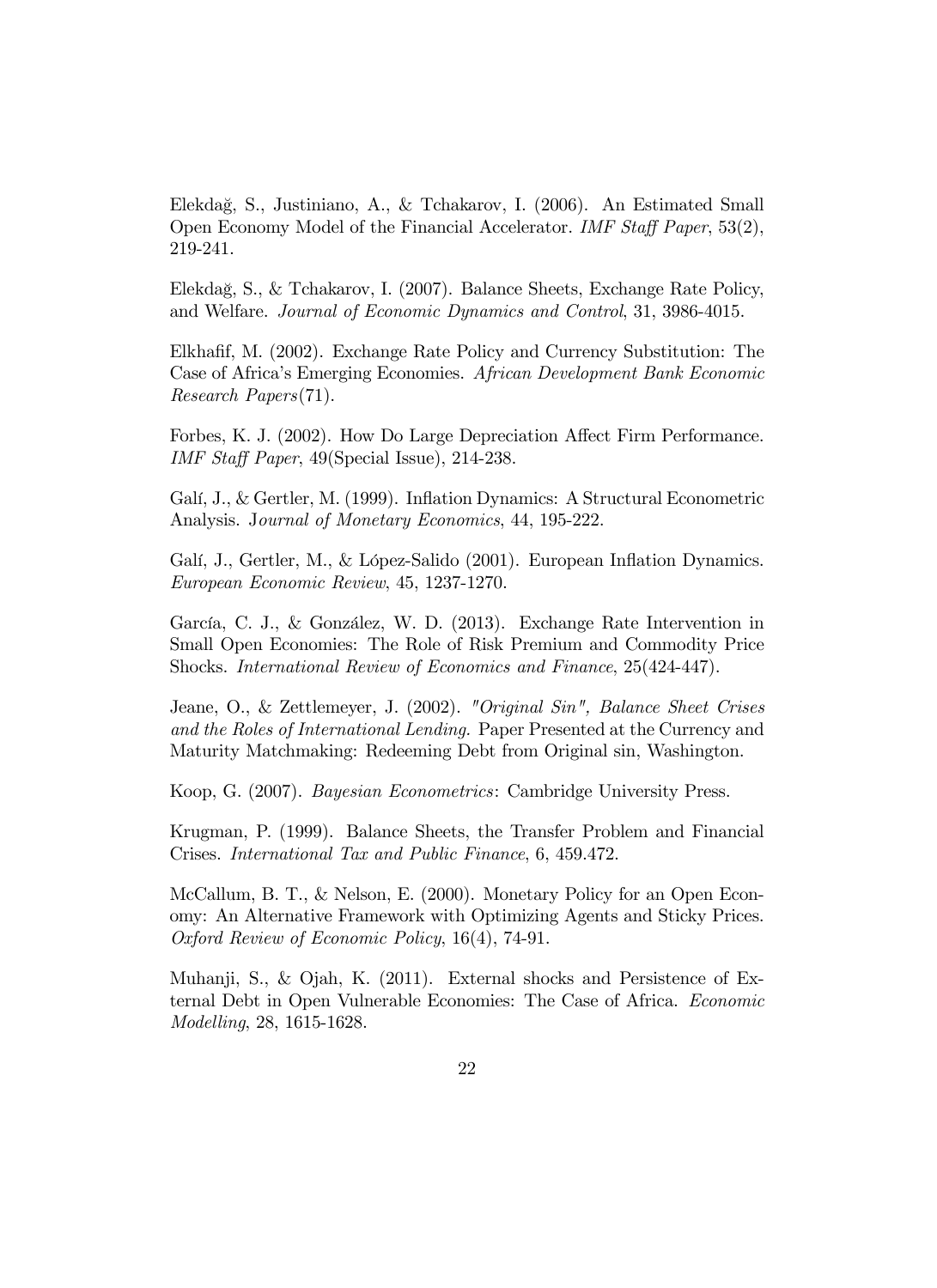Elekdağ, S., Justiniano, A., & Tchakarov, I. (2006). An Estimated Small Open Economy Model of the Financial Accelerator. *IMF Staff Paper*, 53(2), 219-241.

Elekdağ, S., & Tchakarov, I. (2007). Balance Sheets, Exchange Rate Policy, and Welfare. *Journal of Economic Dynamics and Control*, 31, 3986-4015.

Elkhafif, M. (2002). Exchange Rate Policy and Currency Substitution: The Case of Africa's Emerging Economies. *African Development Bank Economic Research Papers*(71).

Forbes, K. J. (2002). How Do Large Depreciation Affect Firm Performance. *IMF Staff Paper*, 49(Special Issue), 214-238.

Galí, J., & Gertler, M. (1999). Inflation Dynamics: A Structural Econometric Analysis. J*ournal of Monetary Economics*, 44, 195-222.

Galí, J., Gertler, M., & López-Salido (2001). European Inflation Dynamics. *European Economic Review*, 45, 1237-1270.

García, C. J., & González, W. D. (2013). Exchange Rate Intervention in Small Open Economies: The Role of Risk Premium and Commodity Price Shocks. *International Review of Economics and Finance*, 25(424-447).

Jeane, O., & Zettlemeyer, J. (2002). *"Original Sin", Balance Sheet Crises and the Roles of International Lending.* Paper Presented at the Currency and Maturity Matchmaking: Redeeming Debt from Original sin, Washington.

Koop, G. (2007). *Bayesian Econometrics*: Cambridge University Press.

Krugman, P. (1999). Balance Sheets, the Transfer Problem and Financial Crises. *International Tax and Public Finance*, 6, 459.472.

McCallum, B. T., & Nelson, E. (2000). Monetary Policy for an Open Economy: An Alternative Framework with Optimizing Agents and Sticky Prices. *Oxford Review of Economic Policy*, 16(4), 74-91.

Muhanji, S., & Ojah, K. (2011). External shocks and Persistence of External Debt in Open Vulnerable Economies: The Case of Africa. *Economic Modelling*, 28, 1615-1628.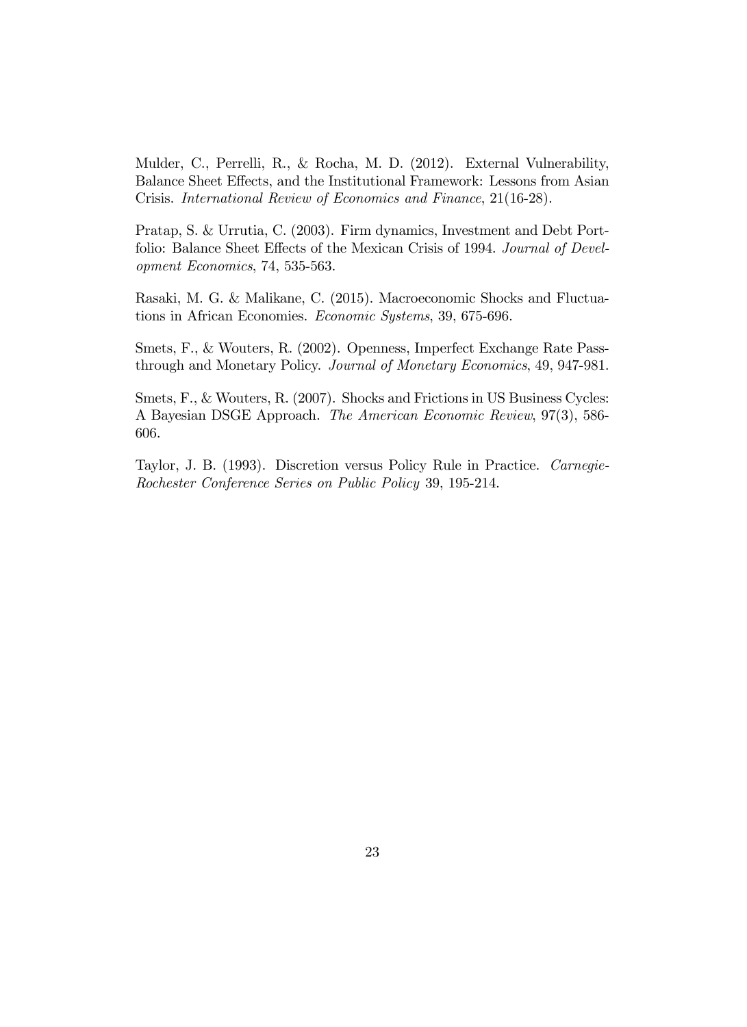Mulder, C., Perrelli, R., & Rocha, M. D. (2012). External Vulnerability, Balance Sheet Effects, and the Institutional Framework: Lessons from Asian Crisis. *International Review of Economics and Finance*, 21(16-28).

Pratap, S. & Urrutia, C. (2003). Firm dynamics, Investment and Debt Portfolio: Balance Sheet Effects of the Mexican Crisis of 1994. *Journal of Development Economics*, 74, 535-563.

Rasaki, M. G. & Malikane, C. (2015). Macroeconomic Shocks and Fluctuations in African Economies. *Economic Systems*, 39, 675-696.

Smets, F., & Wouters, R. (2002). Openness, Imperfect Exchange Rate Pass-through and Monetary Policy. *Journal of Monetary Economics*, 49, 947-981.

Smets, F., & Wouters, R. (2007). Shocks and Frictions in US Business Cycles: A Bayesian DSGE Approach. *The American Economic Review*, 97(3), 586-606.

Taylor, J. B. (1993). Discretion versus Policy Rule in Practice. *Carnegie-Rochester Conference Series on Public Policy* 39, 195-214.